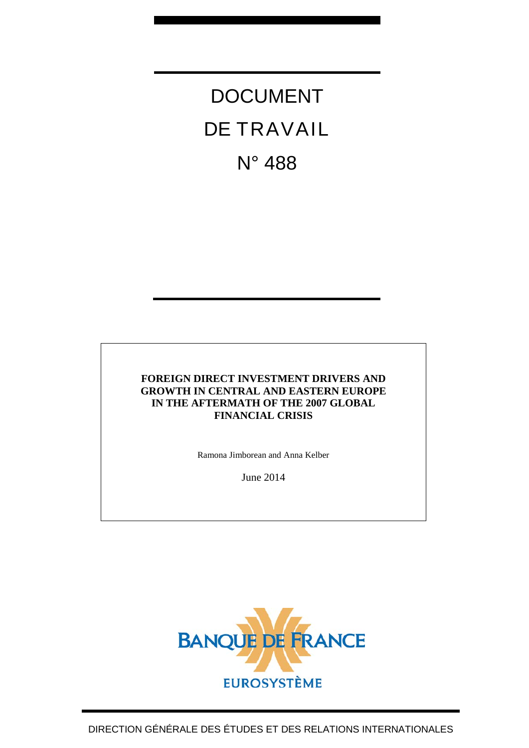# DOCUMENT DE TRAVAIL

# N° 488

**FOREIGN DIRECT INVESTMENT DRIVERS AND GROWTH IN CENTRAL AND EASTERN EUROPE IN THE AFTERMATH OF THE 2007 GLOBAL FINANCIAL CRISIS**

Ramona Jimborean and Anna Kelber

June 2014

BANQUE DE FRANCE

EUROSYSTÈME

DIRECTION GÉNÉRALE DES ÉTUDES ET DES RELATIONS INTERNATIONALES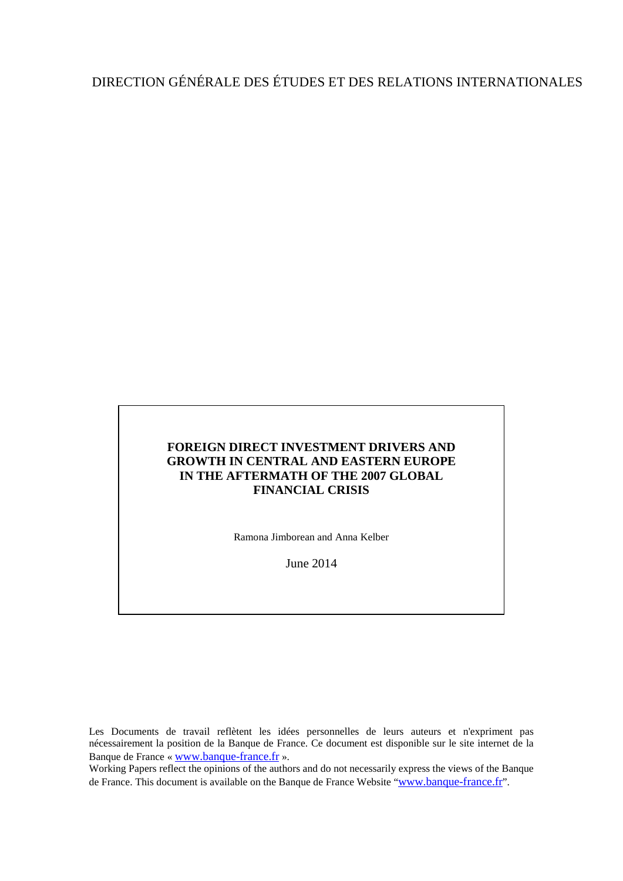DIRECTION GÉNÉRALE DES ÉTUDES ET DES RELATIONS INTERNATIONALES

**FOREIGN DIRECT INVESTMENT DRIVERS AND GROWTH IN CENTRAL AND EASTERN EUROPE IN THE AFTERMATH OF THE 2007 GLOBAL FINANCIAL CRISIS**

Ramona Jimborean and Anna Kelber

June 2014

Les Documents de travail reflètent les idées personnelles de leurs auteurs et n'expriment pas nécessairement la position de la Banque de France. Ce document est disponible sur le site internet de la Banque de France « www.banque-france.fr ».

Working Papers reflect the opinions of the authors and do not necessarily express the views of the Banque de France. This document is available on the Banque de France Website "www.banque-france.fr".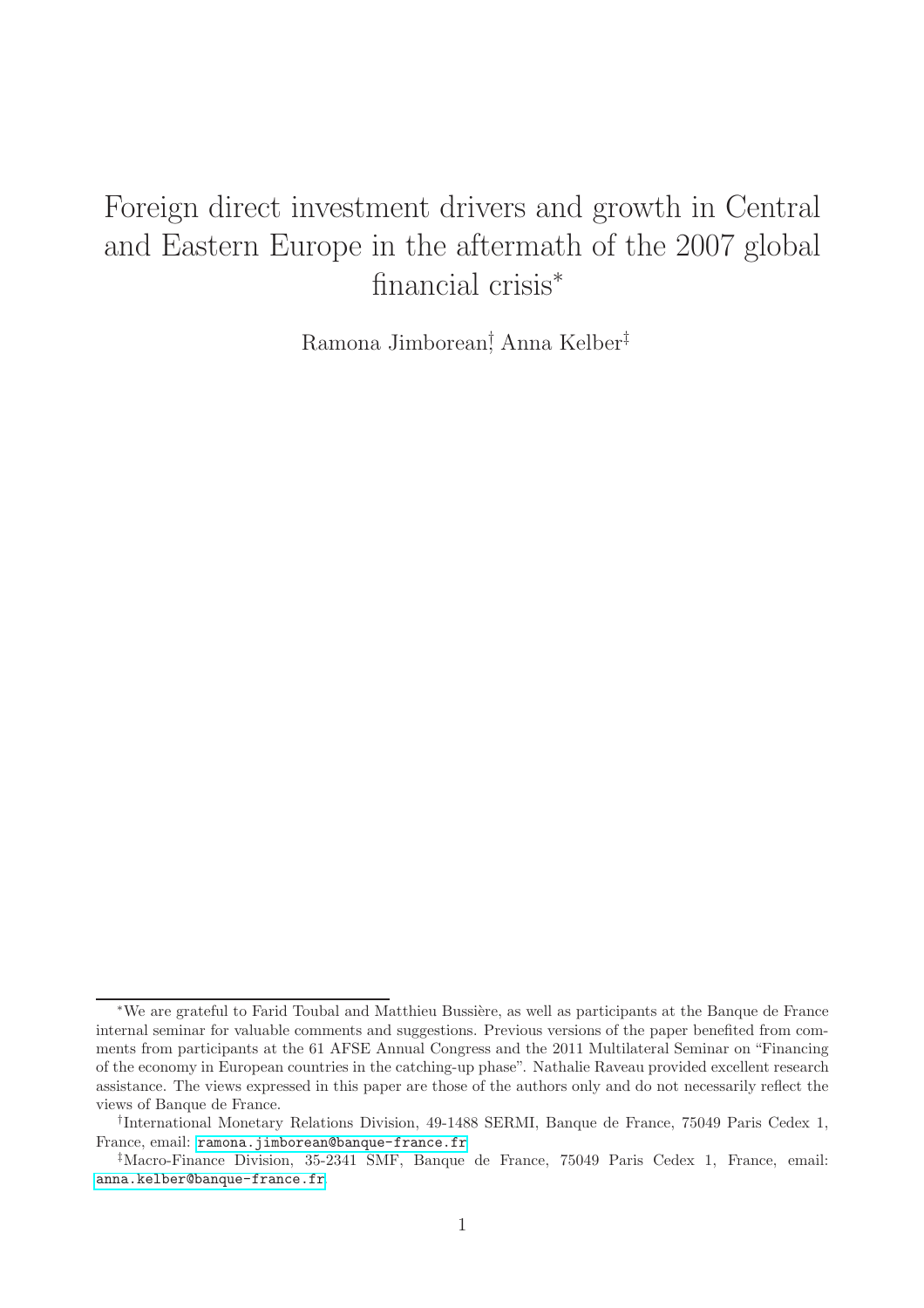# Foreign direct investment drivers and growth in Central and Eastern Europe in the aftermath of the 2007 global financial crisis*

Ramona Jimborean[†], Anna Kelber[‡]

*We are grateful to Farid Toubal and Matthieu Bussière, as well as participants at the Banque de France internal seminar for valuable comments and suggestions. Previous versions of the paper benefited from comments from participants at the 61 AFSE Annual Congress and the 2011 Multilateral Seminar on "Financing of the economy in European countries in the catching-up phase". Nathalie Raveau provided excellent research assistance. The views expressed in this paper are those of the authors only and do not necessarily reflect the views of Banque de France.

[†]International Monetary Relations Division, 49-1488 SERMI, Banque de France, 75049 Paris Cedex 1, France, email: ramona.jimborean@banque-france.fr

[‡]Macro-Finance Division, 35-2341 SMF, Banque de France, 75049 Paris Cedex 1, France, email: anna.kelber@banque-france.fr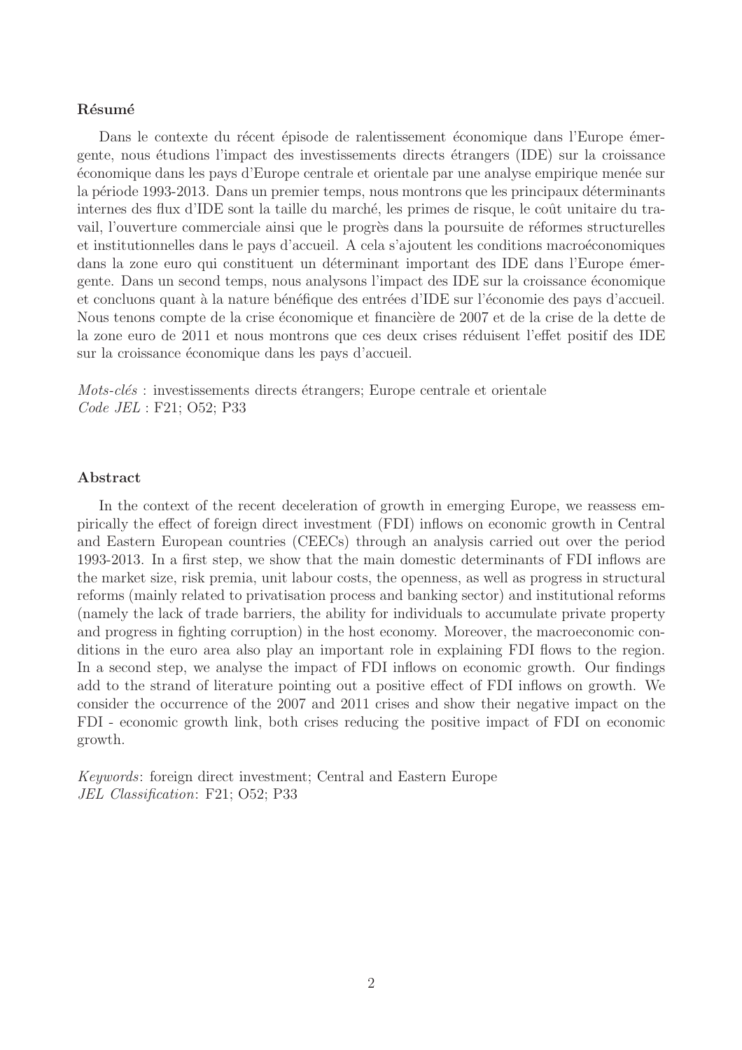**Résumé**

Dans le contexte du récent épisode de ralentissement économique dans l'Europe émergente, nous étudions l'impact des investissements directs étrangers (IDE) sur la croissance économique dans les pays d'Europe centrale et orientale par une analyse empirique menée sur la période 1993-2013. Dans un premier temps, nous montrons que les principaux déterminants internes des flux d'IDE sont la taille du marché, les primes de risque, le coût unitaire du travail, l'ouverture commerciale ainsi que le progrès dans la poursuite de réformes structurelles et institutionnelles dans le pays d'accueil. A cela s'ajoutent les conditions macroéconomiques dans la zone euro qui constituent un déterminant important des IDE dans l'Europe émergente. Dans un second temps, nous analysons l'impact des IDE sur la croissance économique et concluons quant à la nature bénéfique des entrées d'IDE sur l'économie des pays d'accueil. Nous tenons compte de la crise économique et financière de 2007 et de la crise de la dette de la zone euro de 2011 et nous montrons que ces deux crises réduisent l'effet positif des IDE sur la croissance économique dans les pays d'accueil.

*Mots-clés* : investissements directs étrangers; Europe centrale et orientale
*Code JEL* : F21; O52; P33

**Abstract**

In the context of the recent deceleration of growth in emerging Europe, we reassess empirically the effect of foreign direct investment (FDI) inflows on economic growth in Central and Eastern European countries (CEECs) through an analysis carried out over the period 1993-2013. In a first step, we show that the main domestic determinants of FDI inflows are the market size, risk premia, unit labour costs, the openness, as well as progress in structural reforms (mainly related to privatisation process and banking sector) and institutional reforms (namely the lack of trade barriers, the ability for individuals to accumulate private property and progress in fighting corruption) in the host economy. Moreover, the macroeconomic conditions in the euro area also play an important role in explaining FDI flows to the region. In a second step, we analyse the impact of FDI inflows on economic growth. Our findings add to the strand of literature pointing out a positive effect of FDI inflows on growth. We consider the occurrence of the 2007 and 2011 crises and show their negative impact on the FDI - economic growth link, both crises reducing the positive impact of FDI on economic growth.

*Keywords*: foreign direct investment; Central and Eastern Europe
*JEL Classification*: F21; O52; P33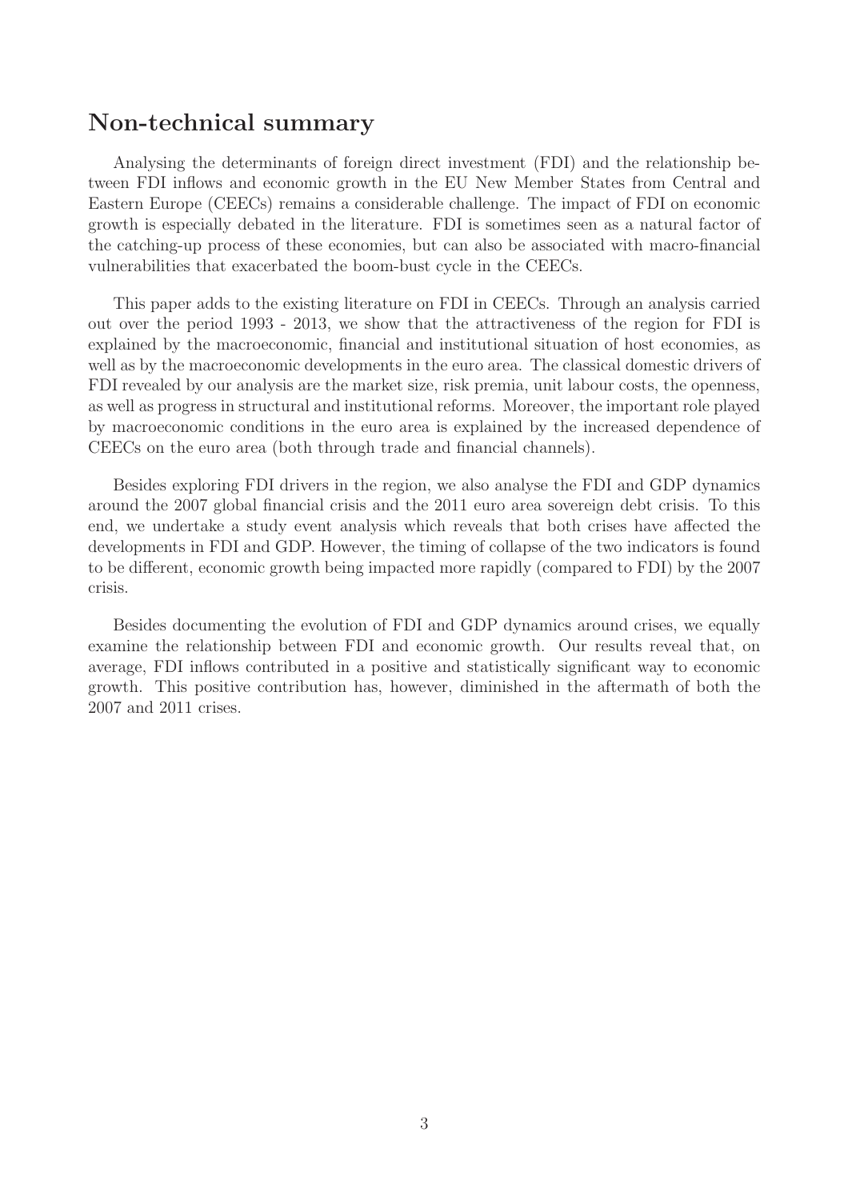## Non-technical summary

Analysing the determinants of foreign direct investment (FDI) and the relationship between FDI inflows and economic growth in the EU New Member States from Central and Eastern Europe (CEECs) remains a considerable challenge. The impact of FDI on economic growth is especially debated in the literature. FDI is sometimes seen as a natural factor of the catching-up process of these economies, but can also be associated with macro-financial vulnerabilities that exacerbated the boom-bust cycle in the CEECs.

This paper adds to the existing literature on FDI in CEECs. Through an analysis carried out over the period 1993 - 2013, we show that the attractiveness of the region for FDI is explained by the macroeconomic, financial and institutional situation of host economies, as well as by the macroeconomic developments in the euro area. The classical domestic drivers of FDI revealed by our analysis are the market size, risk premia, unit labour costs, the openness, as well as progress in structural and institutional reforms. Moreover, the important role played by macroeconomic conditions in the euro area is explained by the increased dependence of CEECs on the euro area (both through trade and financial channels).

Besides exploring FDI drivers in the region, we also analyse the FDI and GDP dynamics around the 2007 global financial crisis and the 2011 euro area sovereign debt crisis. To this end, we undertake a study event analysis which reveals that both crises have affected the developments in FDI and GDP. However, the timing of collapse of the two indicators is found to be different, economic growth being impacted more rapidly (compared to FDI) by the 2007 crisis.

Besides documenting the evolution of FDI and GDP dynamics around crises, we equally examine the relationship between FDI and economic growth. Our results reveal that, on average, FDI inflows contributed in a positive and statistically significant way to economic growth. This positive contribution has, however, diminished in the aftermath of both the 2007 and 2011 crises.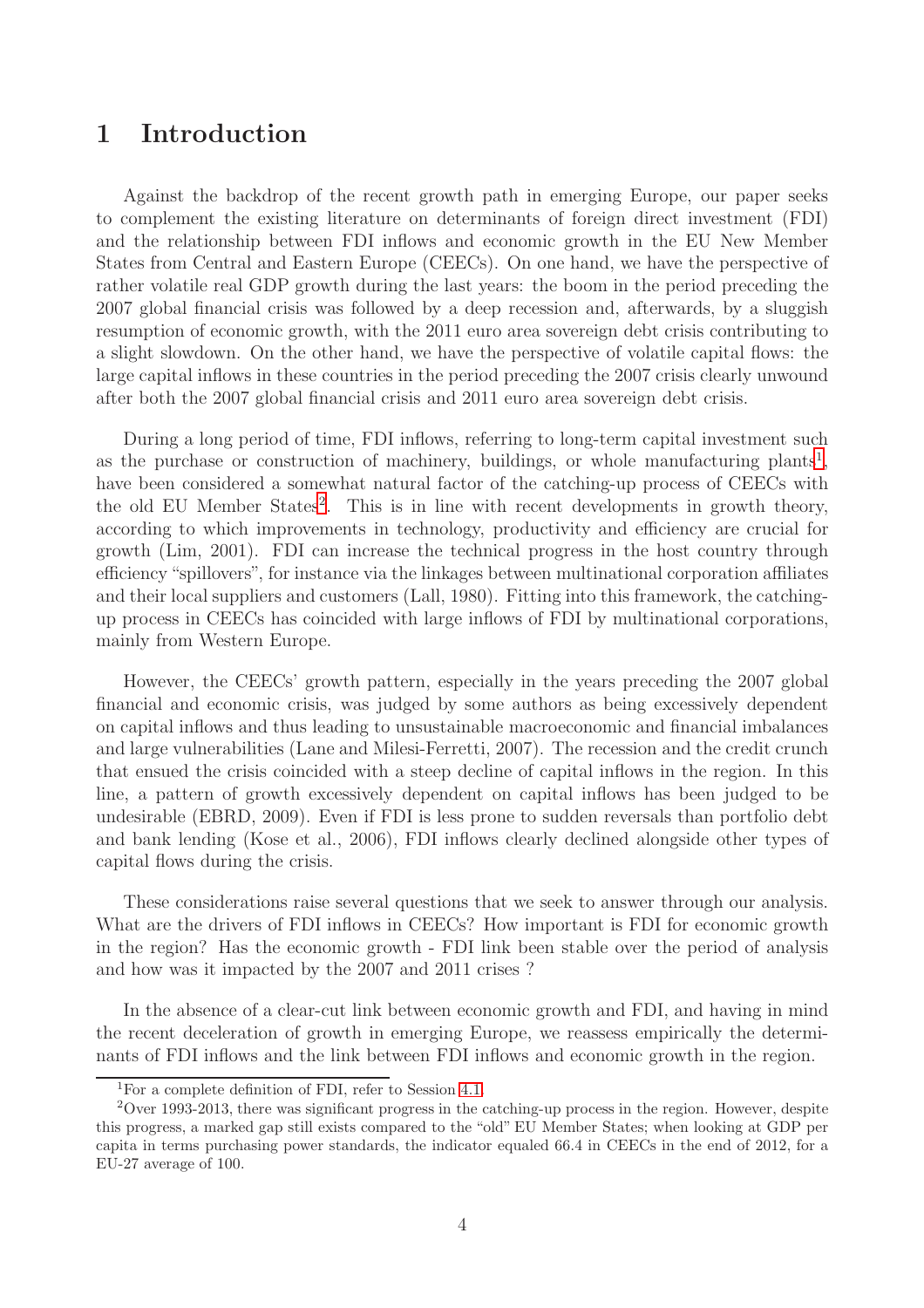# 1 Introduction

Against the backdrop of the recent growth path in emerging Europe, our paper seeks to complement the existing literature on determinants of foreign direct investment (FDI) and the relationship between FDI inflows and economic growth in the EU New Member States from Central and Eastern Europe (CEECs). On one hand, we have the perspective of rather volatile real GDP growth during the last years: the boom in the period preceding the 2007 global financial crisis was followed by a deep recession and, afterwards, by a sluggish resumption of economic growth, with the 2011 euro area sovereign debt crisis contributing to a slight slowdown. On the other hand, we have the perspective of volatile capital flows: the large capital inflows in these countries in the period preceding the 2007 crisis clearly unwound after both the 2007 global financial crisis and 2011 euro area sovereign debt crisis.

During a long period of time, FDI inflows, referring to long-term capital investment such as the purchase or construction of machinery, buildings, or whole manufacturing plants[1], have been considered a somewhat natural factor of the catching-up process of CEECs with the old EU Member States[2]. This is in line with recent developments in growth theory, according to which improvements in technology, productivity and efficiency are crucial for growth (Lim, 2001). FDI can increase the technical progress in the host country through efficiency "spillovers", for instance via the linkages between multinational corporation affiliates and their local suppliers and customers (Lall, 1980). Fitting into this framework, the catching-up process in CEECs has coincided with large inflows of FDI by multinational corporations, mainly from Western Europe.

However, the CEECs' growth pattern, especially in the years preceding the 2007 global financial and economic crisis, was judged by some authors as being excessively dependent on capital inflows and thus leading to unsustainable macroeconomic and financial imbalances and large vulnerabilities (Lane and Milesi-Ferretti, 2007). The recession and the credit crunch that ensued the crisis coincided with a steep decline of capital inflows in the region. In this line, a pattern of growth excessively dependent on capital inflows has been judged to be undesirable (EBRD, 2009). Even if FDI is less prone to sudden reversals than portfolio debt and bank lending (Kose et al., 2006), FDI inflows clearly declined alongside other types of capital flows during the crisis.

These considerations raise several questions that we seek to answer through our analysis. What are the drivers of FDI inflows in CEECs? How important is FDI for economic growth in the region? Has the economic growth - FDI link been stable over the period of analysis and how was it impacted by the 2007 and 2011 crises ?

In the absence of a clear-cut link between economic growth and FDI, and having in mind the recent deceleration of growth in emerging Europe, we reassess empirically the determinants of FDI inflows and the link between FDI inflows and economic growth in the region.

---

[1] For a complete definition of FDI, refer to Session 4.1.

[2] Over 1993-2013, there was significant progress in the catching-up process in the region. However, despite this progress, a marked gap still exists compared to the "old" EU Member States; when looking at GDP per capita in terms purchasing power standards, the indicator equaled 66.4 in CEECs in the end of 2012, for a EU-27 average of 100.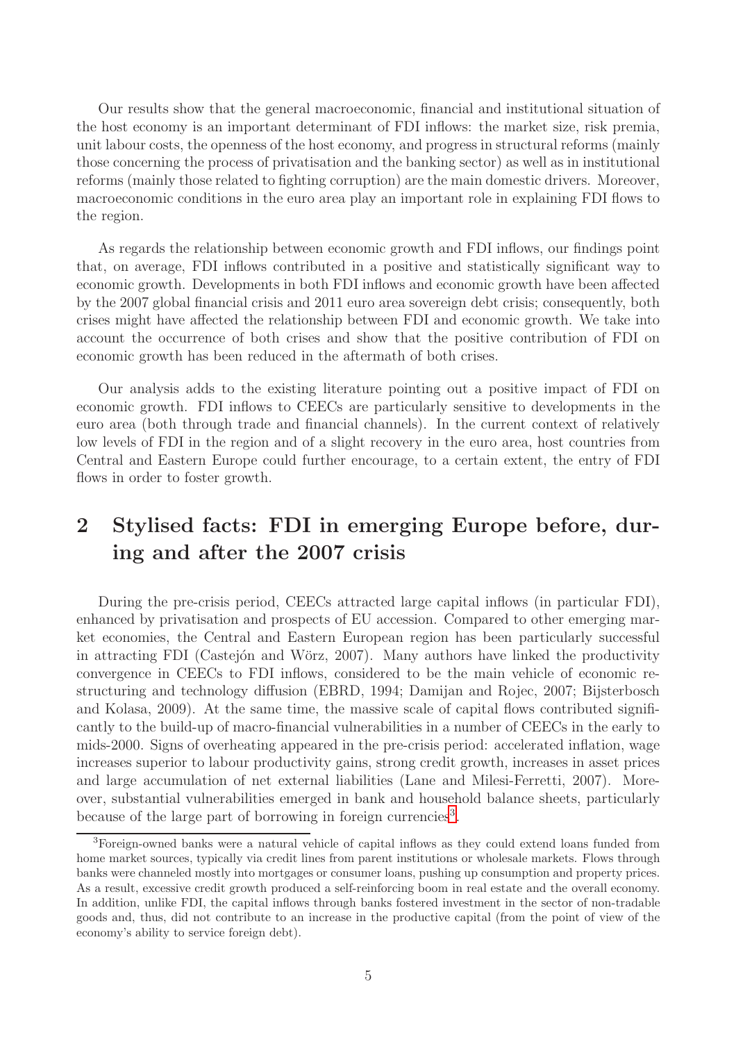Our results show that the general macroeconomic, financial and institutional situation of the host economy is an important determinant of FDI inflows: the market size, risk premia, unit labour costs, the openness of the host economy, and progress in structural reforms (mainly those concerning the process of privatisation and the banking sector) as well as in institutional reforms (mainly those related to fighting corruption) are the main domestic drivers. Moreover, macroeconomic conditions in the euro area play an important role in explaining FDI flows to the region.

As regards the relationship between economic growth and FDI inflows, our findings point that, on average, FDI inflows contributed in a positive and statistically significant way to economic growth. Developments in both FDI inflows and economic growth have been affected by the 2007 global financial crisis and 2011 euro area sovereign debt crisis; consequently, both crises might have affected the relationship between FDI and economic growth. We take into account the occurrence of both crises and show that the positive contribution of FDI on economic growth has been reduced in the aftermath of both crises.

Our analysis adds to the existing literature pointing out a positive impact of FDI on economic growth. FDI inflows to CEECs are particularly sensitive to developments in the euro area (both through trade and financial channels). In the current context of relatively low levels of FDI in the region and of a slight recovery in the euro area, host countries from Central and Eastern Europe could further encourage, to a certain extent, the entry of FDI flows in order to foster growth.

# 2 Stylised facts: FDI in emerging Europe before, during and after the 2007 crisis

During the pre-crisis period, CEECs attracted large capital inflows (in particular FDI), enhanced by privatisation and prospects of EU accession. Compared to other emerging market economies, the Central and Eastern European region has been particularly successful in attracting FDI (Castejón and Wörz, 2007). Many authors have linked the productivity convergence in CEECs to FDI inflows, considered to be the main vehicle of economic restructuring and technology diffusion (EBRD, 1994; Damijan and Rojec, 2007; Bijsterbosch and Kolasa, 2009). At the same time, the massive scale of capital flows contributed significantly to the build-up of macro-financial vulnerabilities in a number of CEECs in the early to mids-2000. Signs of overheating appeared in the pre-crisis period: accelerated inflation, wage increases superior to labour productivity gains, strong credit growth, increases in asset prices and large accumulation of net external liabilities (Lane and Milesi-Ferretti, 2007). Moreover, substantial vulnerabilities emerged in bank and household balance sheets, particularly because of the large part of borrowing in foreign currencies[3].

[3]Foreign-owned banks were a natural vehicle of capital inflows as they could extend loans funded from home market sources, typically via credit lines from parent institutions or wholesale markets. Flows through banks were channeled mostly into mortgages or consumer loans, pushing up consumption and property prices. As a result, excessive credit growth produced a self-reinforcing boom in real estate and the overall economy. In addition, unlike FDI, the capital inflows through banks fostered investment in the sector of non-tradable goods and, thus, did not contribute to an increase in the productive capital (from the point of view of the economy's ability to service foreign debt).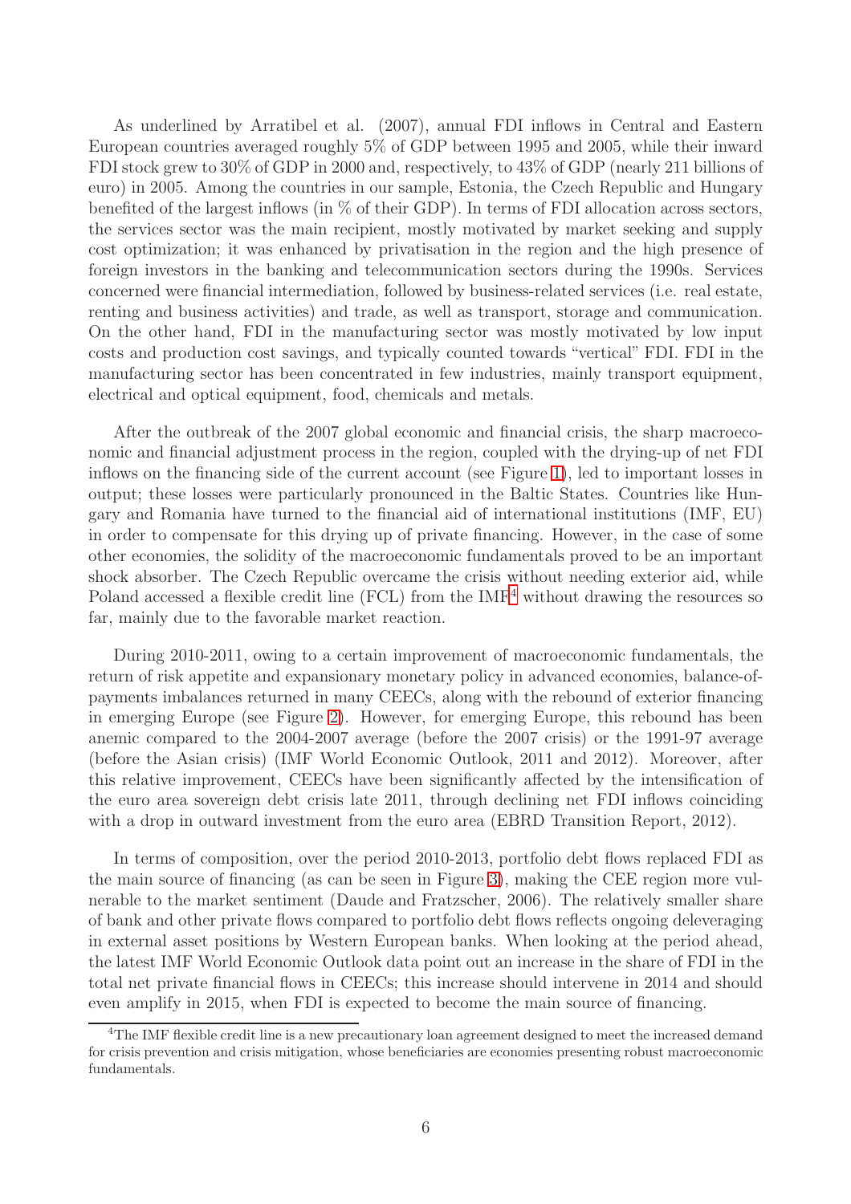As underlined by Arratibel et al. (2007), annual FDI inflows in Central and Eastern European countries averaged roughly 5% of GDP between 1995 and 2005, while their inward FDI stock grew to 30% of GDP in 2000 and, respectively, to 43% of GDP (nearly 211 billions of euro) in 2005. Among the countries in our sample, Estonia, the Czech Republic and Hungary benefited of the largest inflows (in % of their GDP). In terms of FDI allocation across sectors, the services sector was the main recipient, mostly motivated by market seeking and supply cost optimization; it was enhanced by privatisation in the region and the high presence of foreign investors in the banking and telecommunication sectors during the 1990s. Services concerned were financial intermediation, followed by business-related services (i.e. real estate, renting and business activities) and trade, as well as transport, storage and communication. On the other hand, FDI in the manufacturing sector was mostly motivated by low input costs and production cost savings, and typically counted towards "vertical" FDI. FDI in the manufacturing sector has been concentrated in few industries, mainly transport equipment, electrical and optical equipment, food, chemicals and metals.

After the outbreak of the 2007 global economic and financial crisis, the sharp macroeconomic and financial adjustment process in the region, coupled with the drying-up of net FDI inflows on the financing side of the current account (see Figure 1), led to important losses in output; these losses were particularly pronounced in the Baltic States. Countries like Hungary and Romania have turned to the financial aid of international institutions (IMF, EU) in order to compensate for this drying up of private financing. However, in the case of some other economies, the solidity of the macroeconomic fundamentals proved to be an important shock absorber. The Czech Republic overcame the crisis without needing exterior aid, while Poland accessed a flexible credit line (FCL) from the IMF[4] without drawing the resources so far, mainly due to the favorable market reaction.

During 2010-2011, owing to a certain improvement of macroeconomic fundamentals, the return of risk appetite and expansionary monetary policy in advanced economies, balance-of-payments imbalances returned in many CEECs, along with the rebound of exterior financing in emerging Europe (see Figure 2). However, for emerging Europe, this rebound has been anemic compared to the 2004-2007 average (before the 2007 crisis) or the 1991-97 average (before the Asian crisis) (IMF World Economic Outlook, 2011 and 2012). Moreover, after this relative improvement, CEECs have been significantly affected by the intensification of the euro area sovereign debt crisis late 2011, through declining net FDI inflows coinciding with a drop in outward investment from the euro area (EBRD Transition Report, 2012).

In terms of composition, over the period 2010-2013, portfolio debt flows replaced FDI as the main source of financing (as can be seen in Figure 3), making the CEE region more vulnerable to the market sentiment (Daude and Fratzscher, 2006). The relatively smaller share of bank and other private flows compared to portfolio debt flows reflects ongoing deleveraging in external asset positions by Western European banks. When looking at the period ahead, the latest IMF World Economic Outlook data point out an increase in the share of FDI in the total net private financial flows in CEECs; this increase should intervene in 2014 and should even amplify in 2015, when FDI is expected to become the main source of financing.

[4] The IMF flexible credit line is a new precautionary loan agreement designed to meet the increased demand for crisis prevention and crisis mitigation, whose beneficiaries are economies presenting robust macroeconomic fundamentals.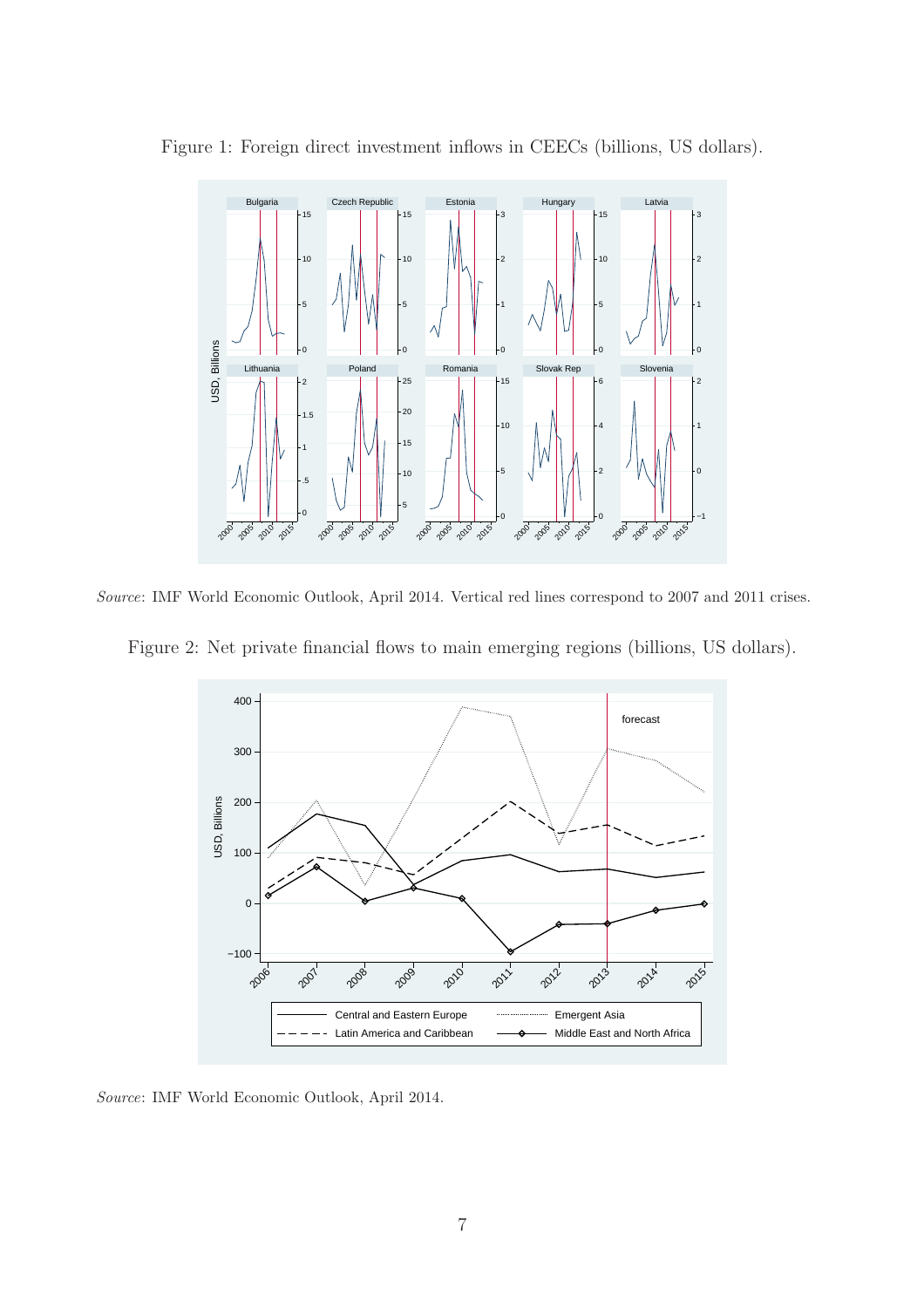Figure 1: Foreign direct investment inflows in CEECs (billions, US dollars).

*Source*: IMF World Economic Outlook, April 2014. Vertical red lines correspond to 2007 and 2011 crises.

Figure 2: Net private financial flows to main emerging regions (billions, US dollars).

*Source*: IMF World Economic Outlook, April 2014.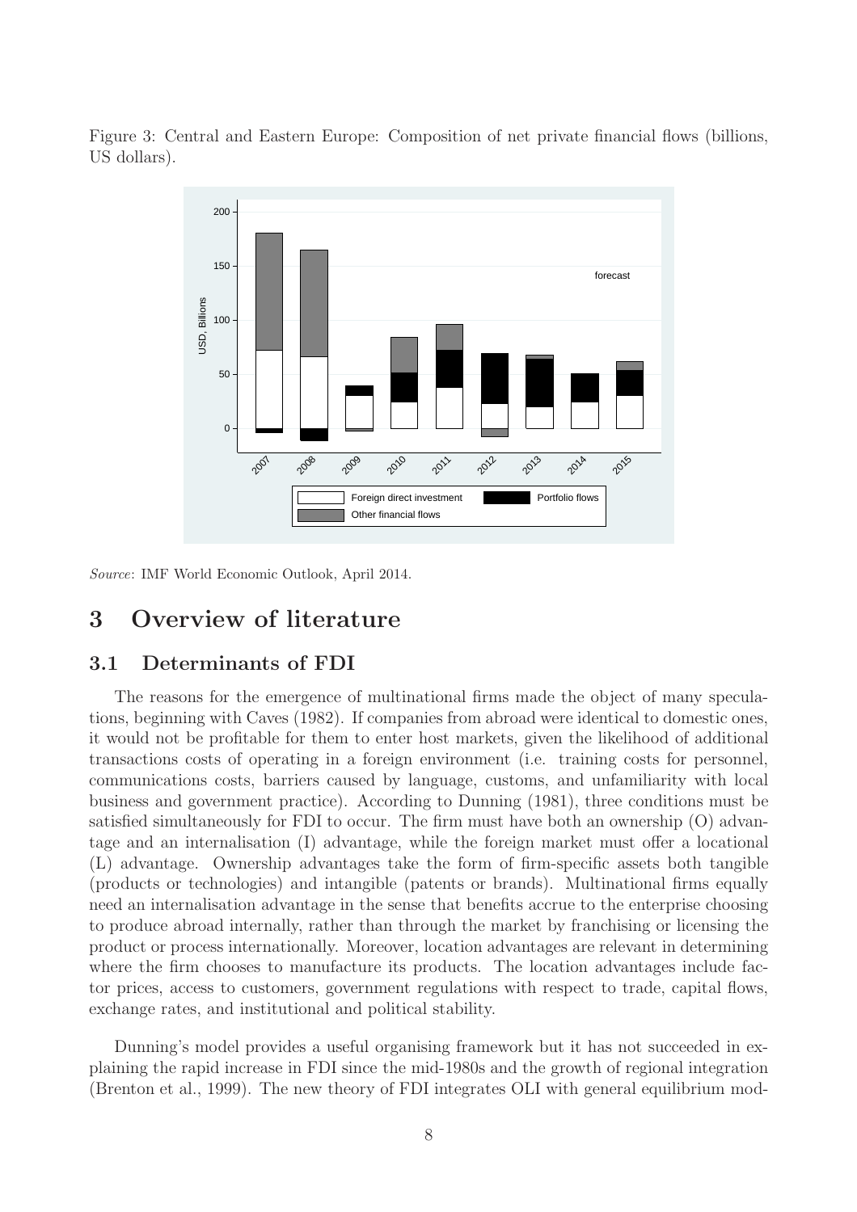Figure 3: Central and Eastern Europe: Composition of net private financial flows (billions, US dollars).

*Source*: IMF World Economic Outlook, April 2014.

# 3 Overview of literature

## 3.1 Determinants of FDI

The reasons for the emergence of multinational firms made the object of many speculations, beginning with Caves (1982). If companies from abroad were identical to domestic ones, it would not be profitable for them to enter host markets, given the likelihood of additional transactions costs of operating in a foreign environment (i.e. training costs for personnel, communications costs, barriers caused by language, customs, and unfamiliarity with local business and government practice). According to Dunning (1981), three conditions must be satisfied simultaneously for FDI to occur. The firm must have both an ownership (O) advantage and an internalisation (I) advantage, while the foreign market must offer a locational (L) advantage. Ownership advantages take the form of firm-specific assets both tangible (products or technologies) and intangible (patents or brands). Multinational firms equally need an internalisation advantage in the sense that benefits accrue to the enterprise choosing to produce abroad internally, rather than through the market by franchising or licensing the product or process internationally. Moreover, location advantages are relevant in determining where the firm chooses to manufacture its products. The location advantages include factor prices, access to customers, government regulations with respect to trade, capital flows, exchange rates, and institutional and political stability.

Dunning's model provides a useful organising framework but it has not succeeded in explaining the rapid increase in FDI since the mid-1980s and the growth of regional integration (Brenton et al., 1999). The new theory of FDI integrates OLI with general equilibrium mod-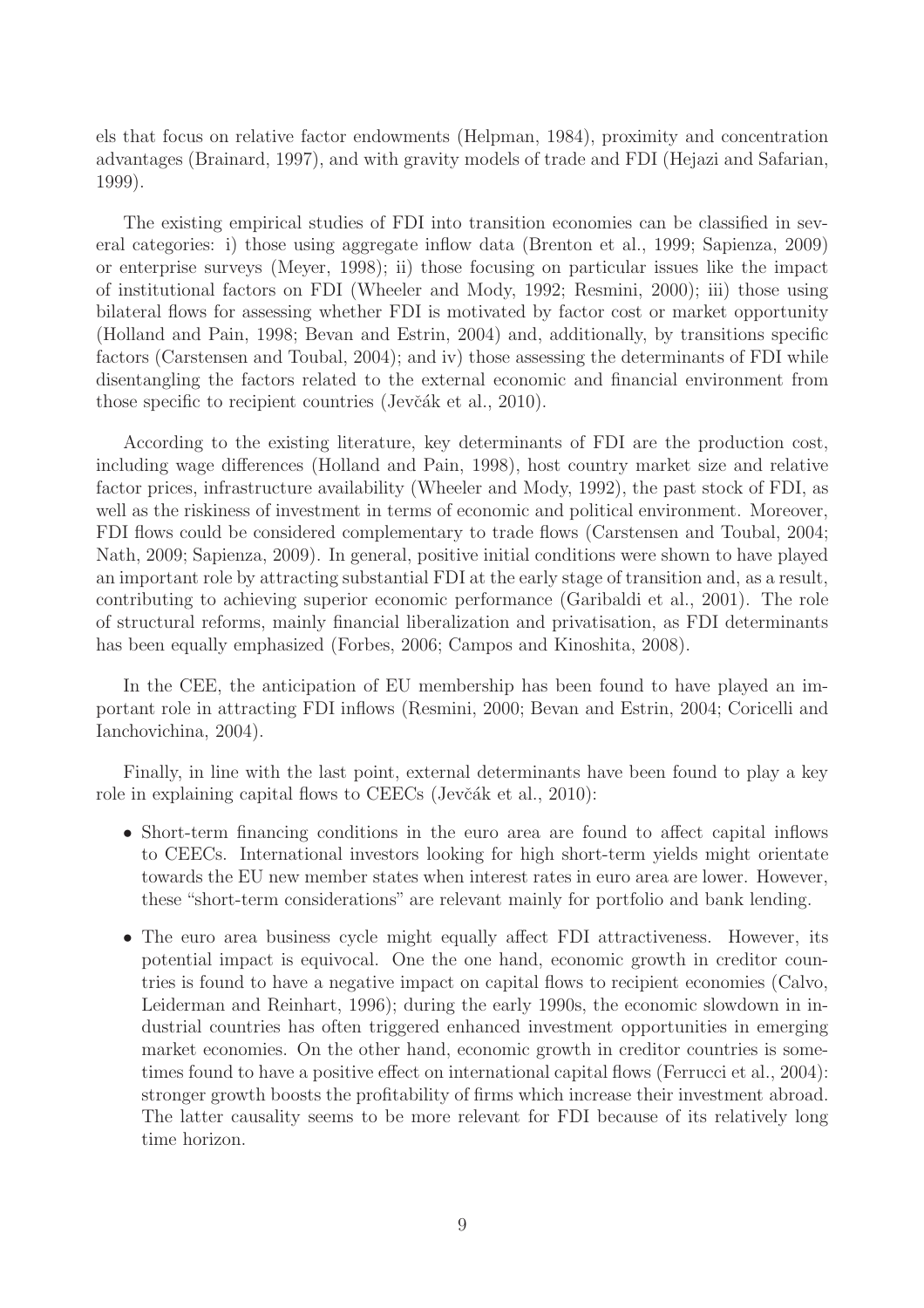els that focus on relative factor endowments (Helpman, 1984), proximity and concentration advantages (Brainard, 1997), and with gravity models of trade and FDI (Hejazi and Safarian, 1999).

The existing empirical studies of FDI into transition economies can be classified in several categories: i) those using aggregate inflow data (Brenton et al., 1999; Sapienza, 2009) or enterprise surveys (Meyer, 1998); ii) those focusing on particular issues like the impact of institutional factors on FDI (Wheeler and Mody, 1992; Resmini, 2000); iii) those using bilateral flows for assessing whether FDI is motivated by factor cost or market opportunity (Holland and Pain, 1998; Bevan and Estrin, 2004) and, additionally, by transitions specific factors (Carstensen and Toubal, 2004); and iv) those assessing the determinants of FDI while disentangling the factors related to the external economic and financial environment from those specific to recipient countries (Jevčák et al., 2010).

According to the existing literature, key determinants of FDI are the production cost, including wage differences (Holland and Pain, 1998), host country market size and relative factor prices, infrastructure availability (Wheeler and Mody, 1992), the past stock of FDI, as well as the riskiness of investment in terms of economic and political environment. Moreover, FDI flows could be considered complementary to trade flows (Carstensen and Toubal, 2004; Nath, 2009; Sapienza, 2009). In general, positive initial conditions were shown to have played an important role by attracting substantial FDI at the early stage of transition and, as a result, contributing to achieving superior economic performance (Garibaldi et al., 2001). The role of structural reforms, mainly financial liberalization and privatisation, as FDI determinants has been equally emphasized (Forbes, 2006; Campos and Kinoshita, 2008).

In the CEE, the anticipation of EU membership has been found to have played an important role in attracting FDI inflows (Resmini, 2000; Bevan and Estrin, 2004; Coricelli and Ianchovichina, 2004).

Finally, in line with the last point, external determinants have been found to play a key role in explaining capital flows to CEECs (Jevčák et al., 2010):

- Short-term financing conditions in the euro area are found to affect capital inflows to CEECs. International investors looking for high short-term yields might orientate towards the EU new member states when interest rates in euro area are lower. However, these "short-term considerations" are relevant mainly for portfolio and bank lending.
- The euro area business cycle might equally affect FDI attractiveness. However, its potential impact is equivocal. One the one hand, economic growth in creditor countries is found to have a negative impact on capital flows to recipient economies (Calvo, Leiderman and Reinhart, 1996); during the early 1990s, the economic slowdown in industrial countries has often triggered enhanced investment opportunities in emerging market economies. On the other hand, economic growth in creditor countries is sometimes found to have a positive effect on international capital flows (Ferrucci et al., 2004): stronger growth boosts the profitability of firms which increase their investment abroad. The latter causality seems to be more relevant for FDI because of its relatively long time horizon.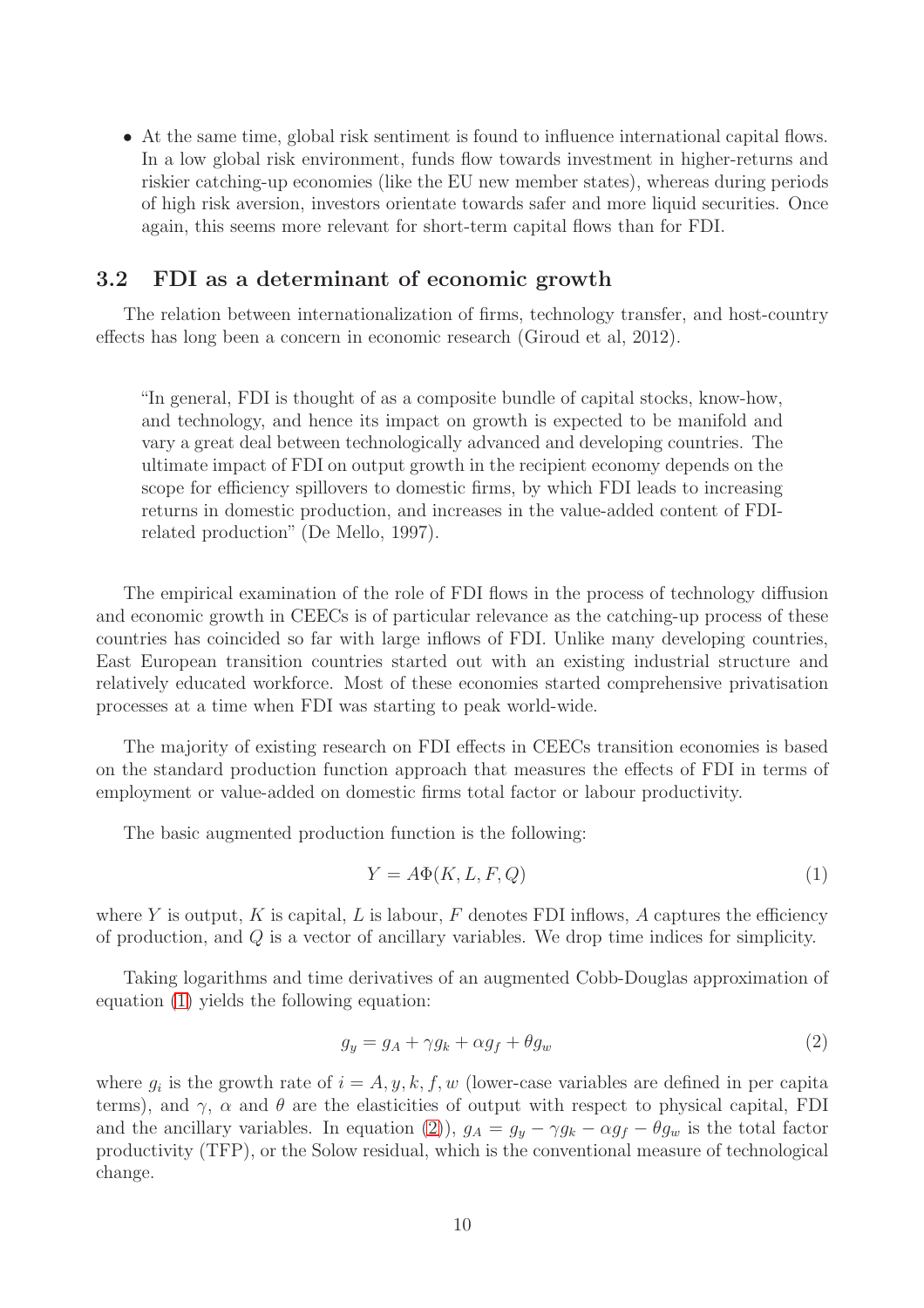- At the same time, global risk sentiment is found to influence international capital flows. In a low global risk environment, funds flow towards investment in higher-returns and riskier catching-up economies (like the EU new member states), whereas during periods of high risk aversion, investors orientate towards safer and more liquid securities. Once again, this seems more relevant for short-term capital flows than for FDI.

### 3.2 FDI as a determinant of economic growth

The relation between internationalization of firms, technology transfer, and host-country effects has long been a concern in economic research (Giroud et al, 2012).

> "In general, FDI is thought of as a composite bundle of capital stocks, know-how, and technology, and hence its impact on growth is expected to be manifold and vary a great deal between technologically advanced and developing countries. The ultimate impact of FDI on output growth in the recipient economy depends on the scope for efficiency spillovers to domestic firms, by which FDI leads to increasing returns in domestic production, and increases in the value-added content of FDI-related production" (De Mello, 1997).

The empirical examination of the role of FDI flows in the process of technology diffusion and economic growth in CEECs is of particular relevance as the catching-up process of these countries has coincided so far with large inflows of FDI. Unlike many developing countries, East European transition countries started out with an existing industrial structure and relatively educated workforce. Most of these economies started comprehensive privatisation processes at a time when FDI was starting to peak world-wide.

The majority of existing research on FDI effects in CEECs transition economies is based on the standard production function approach that measures the effects of FDI in terms of employment or value-added on domestic firms total factor or labour productivity.

The basic augmented production function is the following:

$$Y = A\Phi(K, L, F, Q) \tag{1}$$

where $Y$ is output, $K$ is capital, $L$ is labour, $F$ denotes FDI inflows, $A$ captures the efficiency of production, and $Q$ is a vector of ancillary variables. We drop time indices for simplicity.

Taking logarithms and time derivatives of an augmented Cobb-Douglas approximation of equation (1) yields the following equation:

$$g_y = g_A + \gamma g_k + \alpha g_f + \theta g_w \tag{2}$$

where $g_i$ is the growth rate of $i = A, y, k, f, w$ (lower-case variables are defined in per capita terms), and $\gamma$, $\alpha$ and $\theta$ are the elasticities of output with respect to physical capital, FDI and the ancillary variables. In equation (2)), $g_A = g_y - \gamma g_k - \alpha g_f - \theta g_w$ is the total factor productivity (TFP), or the Solow residual, which is the conventional measure of technological change.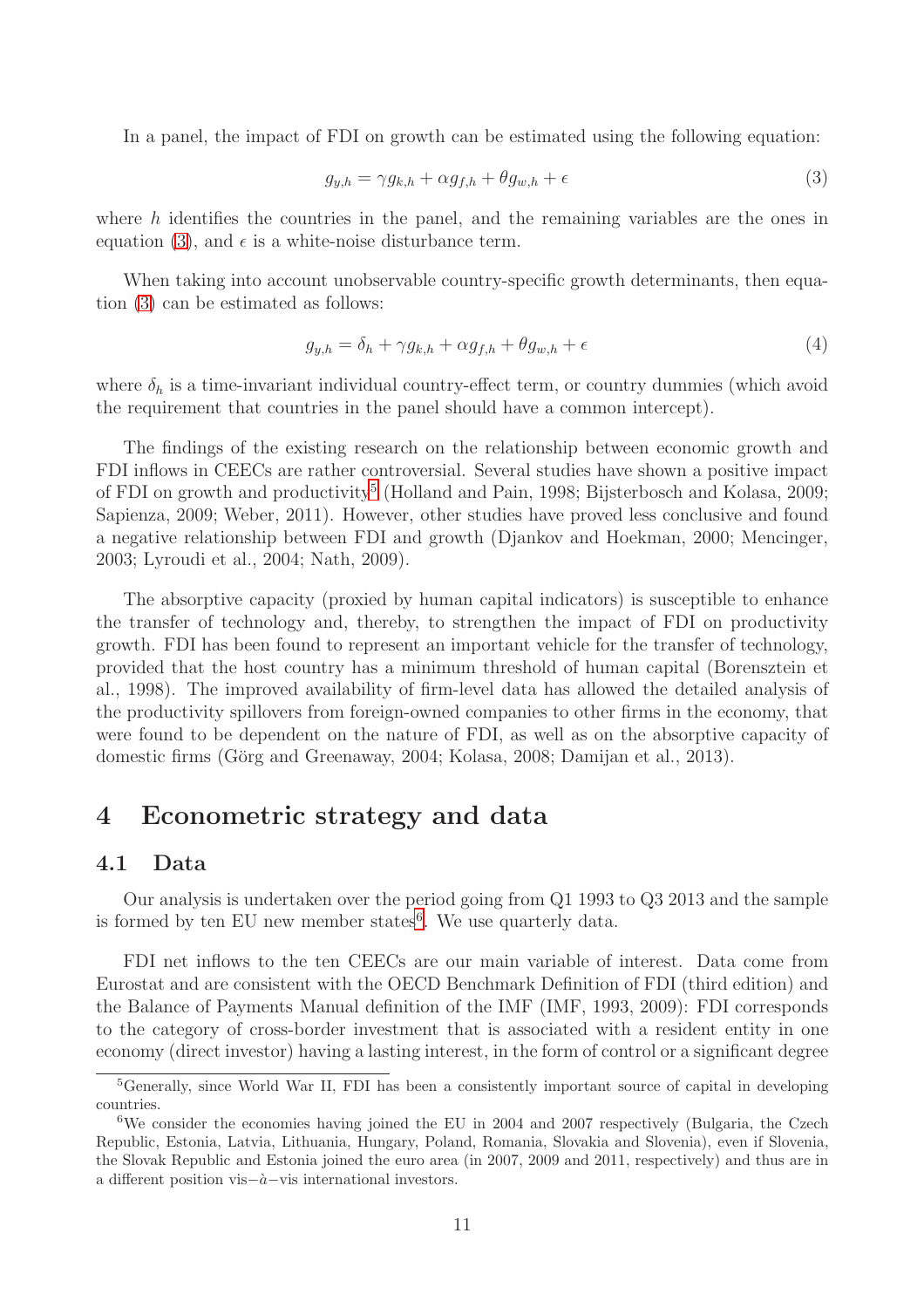In a panel, the impact of FDI on growth can be estimated using the following equation:

$$g_{y,h} = \gamma g_{k,h} + \alpha g_{f,h} + \theta g_{w,h} + \epsilon \tag{3}$$

where $h$ identifies the countries in the panel, and the remaining variables are the ones in equation (3), and $\epsilon$ is a white-noise disturbance term.

When taking into account unobservable country-specific growth determinants, then equation (3) can be estimated as follows:

$$g_{y,h} = \delta_h + \gamma g_{k,h} + \alpha g_{f,h} + \theta g_{w,h} + \epsilon \tag{4}$$

where $\delta_h$ is a time-invariant individual country-effect term, or country dummies (which avoid the requirement that countries in the panel should have a common intercept).

The findings of the existing research on the relationship between economic growth and FDI inflows in CEECs are rather controversial. Several studies have shown a positive impact of FDI on growth and productivity[5] (Holland and Pain, 1998; Bijsterbosch and Kolasa, 2009; Sapienza, 2009; Weber, 2011). However, other studies have proved less conclusive and found a negative relationship between FDI and growth (Djankov and Hoekman, 2000; Mencinger, 2003; Lyroudi et al., 2004; Nath, 2009).

The absorptive capacity (proxied by human capital indicators) is susceptible to enhance the transfer of technology and, thereby, to strengthen the impact of FDI on productivity growth. FDI has been found to represent an important vehicle for the transfer of technology, provided that the host country has a minimum threshold of human capital (Borensztein et al., 1998). The improved availability of firm-level data has allowed the detailed analysis of the productivity spillovers from foreign-owned companies to other firms in the economy, that were found to be dependent on the nature of FDI, as well as on the absorptive capacity of domestic firms (Görg and Greenaway, 2004; Kolasa, 2008; Damijan et al., 2013).

# 4 Econometric strategy and data

## 4.1 Data

Our analysis is undertaken over the period going from Q1 1993 to Q3 2013 and the sample is formed by ten EU new member states[6]. We use quarterly data.

FDI net inflows to the ten CEECs are our main variable of interest. Data come from Eurostat and are consistent with the OECD Benchmark Definition of FDI (third edition) and the Balance of Payments Manual definition of the IMF (IMF, 1993, 2009): FDI corresponds to the category of cross-border investment that is associated with a resident entity in one economy (direct investor) having a lasting interest, in the form of control or a significant degree

[5] Generally, since World War II, FDI has been a consistently important source of capital in developing countries.

[6] We consider the economies having joined the EU in 2004 and 2007 respectively (Bulgaria, the Czech Republic, Estonia, Latvia, Lithuania, Hungary, Poland, Romania, Slovakia and Slovenia), even if Slovenia, the Slovak Republic and Estonia joined the euro area (in 2007, 2009 and 2011, respectively) and thus are in a different position vis−à−vis international investors.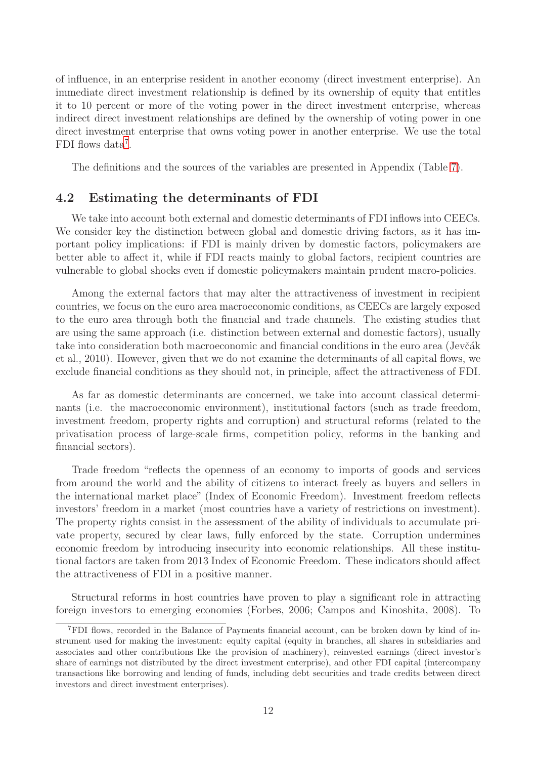of influence, in an enterprise resident in another economy (direct investment enterprise). An immediate direct investment relationship is defined by its ownership of equity that entitles it to 10 percent or more of the voting power in the direct investment enterprise, whereas indirect direct investment relationships are defined by the ownership of voting power in one direct investment enterprise that owns voting power in another enterprise. We use the total FDI flows data[7].

The definitions and the sources of the variables are presented in Appendix (Table 7).

## 4.2 Estimating the determinants of FDI

We take into account both external and domestic determinants of FDI inflows into CEECs. We consider key the distinction between global and domestic driving factors, as it has important policy implications: if FDI is mainly driven by domestic factors, policymakers are better able to affect it, while if FDI reacts mainly to global factors, recipient countries are vulnerable to global shocks even if domestic policymakers maintain prudent macro-policies.

Among the external factors that may alter the attractiveness of investment in recipient countries, we focus on the euro area macroeconomic conditions, as CEECs are largely exposed to the euro area through both the financial and trade channels. The existing studies that are using the same approach (i.e. distinction between external and domestic factors), usually take into consideration both macroeconomic and financial conditions in the euro area (Jevčák et al., 2010). However, given that we do not examine the determinants of all capital flows, we exclude financial conditions as they should not, in principle, affect the attractiveness of FDI.

As far as domestic determinants are concerned, we take into account classical determinants (i.e. the macroeconomic environment), institutional factors (such as trade freedom, investment freedom, property rights and corruption) and structural reforms (related to the privatisation process of large-scale firms, competition policy, reforms in the banking and financial sectors).

Trade freedom "reflects the openness of an economy to imports of goods and services from around the world and the ability of citizens to interact freely as buyers and sellers in the international market place" (Index of Economic Freedom). Investment freedom reflects investors' freedom in a market (most countries have a variety of restrictions on investment). The property rights consist in the assessment of the ability of individuals to accumulate private property, secured by clear laws, fully enforced by the state. Corruption undermines economic freedom by introducing insecurity into economic relationships. All these institutional factors are taken from 2013 Index of Economic Freedom. These indicators should affect the attractiveness of FDI in a positive manner.

Structural reforms in host countries have proven to play a significant role in attracting foreign investors to emerging economies (Forbes, 2006; Campos and Kinoshita, 2008). To

[7] FDI flows, recorded in the Balance of Payments financial account, can be broken down by kind of instrument used for making the investment: equity capital (equity in branches, all shares in subsidiaries and associates and other contributions like the provision of machinery), reinvested earnings (direct investor's share of earnings not distributed by the direct investment enterprise), and other FDI capital (intercompany transactions like borrowing and lending of funds, including debt securities and trade credits between direct investors and direct investment enterprises).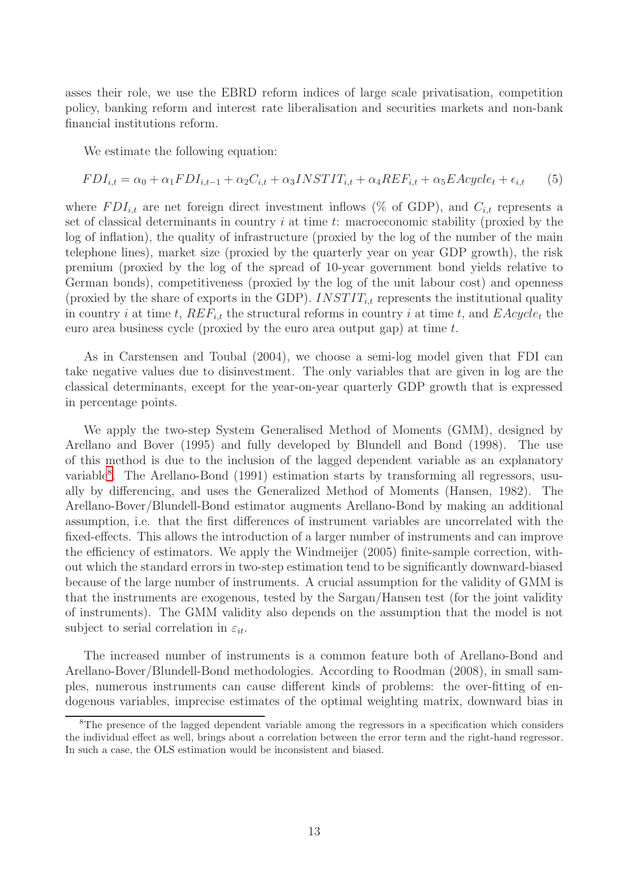asses their role, we use the EBRD reform indices of large scale privatisation, competition policy, banking reform and interest rate liberalisation and securities markets and non-bank financial institutions reform.

We estimate the following equation:

$$FDI_{i,t} = \alpha_0 + \alpha_1 FDI_{i,t-1} + \alpha_2 C_{i,t} + \alpha_3 INSTIT_{i,t} + \alpha_4 REF_{i,t} + \alpha_5 EAcycle_t + \epsilon_{i,t} \qquad (5)$$

where $FDI_{i,t}$ are net foreign direct investment inflows (% of GDP), and $C_{i,t}$ represents a set of classical determinants in country $i$ at time $t$: macroeconomic stability (proxied by the log of inflation), the quality of infrastructure (proxied by the log of the number of the main telephone lines), market size (proxied by the quarterly year on year GDP growth), the risk premium (proxied by the log of the spread of 10-year government bond yields relative to German bonds), competitiveness (proxied by the log of the unit labour cost) and openness (proxied by the share of exports in the GDP). $INSTIT_{i,t}$ represents the institutional quality in country $i$ at time $t$, $REF_{i,t}$ the structural reforms in country $i$ at time $t$, and $EAcycle_t$ the euro area business cycle (proxied by the euro area output gap) at time $t$.

As in Carstensen and Toubal (2004), we choose a semi-log model given that FDI can take negative values due to disinvestment. The only variables that are given in log are the classical determinants, except for the year-on-year quarterly GDP growth that is expressed in percentage points.

We apply the two-step System Generalised Method of Moments (GMM), designed by Arellano and Bover (1995) and fully developed by Blundell and Bond (1998). The use of this method is due to the inclusion of the lagged dependent variable as an explanatory variable[8]. The Arellano-Bond (1991) estimation starts by transforming all regressors, usually by differencing, and uses the Generalized Method of Moments (Hansen, 1982). The Arellano-Bover/Blundell-Bond estimator augments Arellano-Bond by making an additional assumption, i.e. that the first differences of instrument variables are uncorrelated with the fixed-effects. This allows the introduction of a larger number of instruments and can improve the efficiency of estimators. We apply the Windmeijer (2005) finite-sample correction, without which the standard errors in two-step estimation tend to be significantly downward-biased because of the large number of instruments. A crucial assumption for the validity of GMM is that the instruments are exogenous, tested by the Sargan/Hansen test (for the joint validity of instruments). The GMM validity also depends on the assumption that the model is not subject to serial correlation in $\varepsilon_{it}$.

The increased number of instruments is a common feature both of Arellano-Bond and Arellano-Bover/Blundell-Bond methodologies. According to Roodman (2008), in small samples, numerous instruments can cause different kinds of problems: the over-fitting of endogenous variables, imprecise estimates of the optimal weighting matrix, downward bias in

[8]The presence of the lagged dependent variable among the regressors in a specification which considers the individual effect as well, brings about a correlation between the error term and the right-hand regressor. In such a case, the OLS estimation would be inconsistent and biased.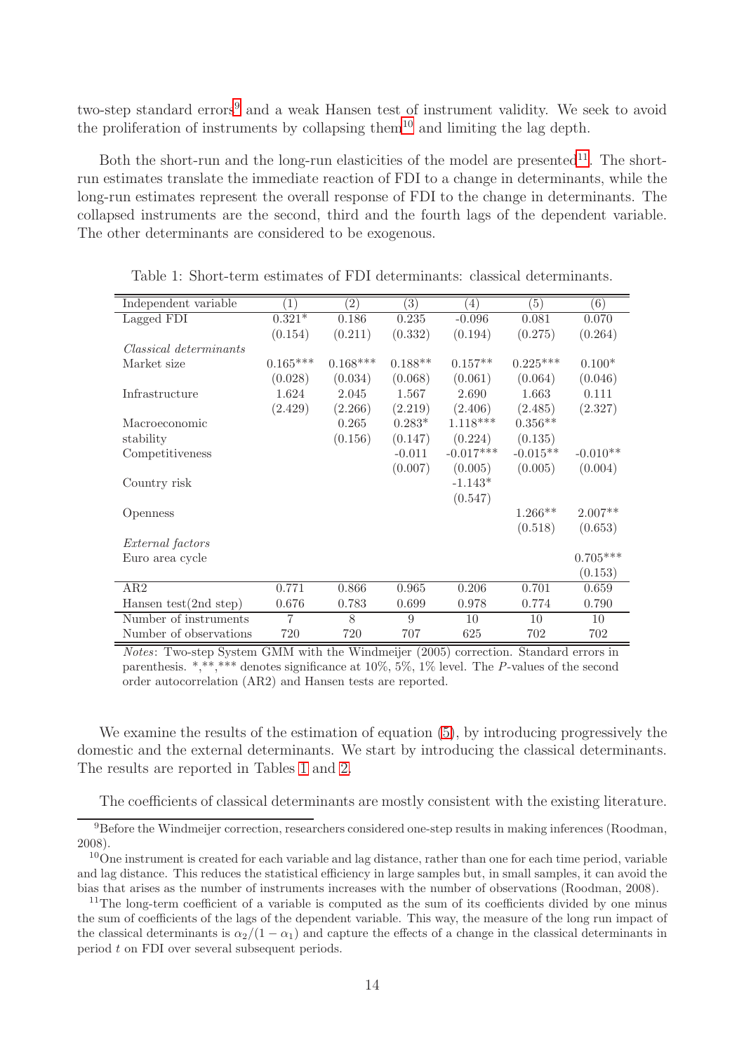two-step standard errors[9] and a weak Hansen test of instrument validity. We seek to avoid the proliferation of instruments by collapsing them[10] and limiting the lag depth.

Both the short-run and the long-run elasticities of the model are presented[11]. The short-run estimates translate the immediate reaction of FDI to a change in determinants, while the long-run estimates represent the overall response of FDI to the change in determinants. The collapsed instruments are the second, third and the fourth lags of the dependent variable. The other determinants are considered to be exogenous.

Table 1: Short-term estimates of FDI determinants: classical determinants.

| Independent variable | (1) | (2) | (3) | (4) | (5) | (6) |
|---|---|---|---|---|---|---|
| Lagged FDI | 0.321* | 0.186 | 0.235 | -0.096 | 0.081 | 0.070 |
| | (0.154) | (0.211) | (0.332) | (0.194) | (0.275) | (0.264) |
| *Classical determinants* | | | | | | |
| Market size | 0.165*** | 0.168*** | 0.188** | 0.157** | 0.225*** | 0.100* |
| | (0.028) | (0.034) | (0.068) | (0.061) | (0.064) | (0.046) |
| Infrastructure | 1.624 | 2.045 | 1.567 | 2.690 | 1.663 | 0.111 |
| | (2.429) | (2.266) | (2.219) | (2.406) | (2.485) | (2.327) |
| Macroeconomic stability | | 0.265 | 0.283* | 1.118*** | 0.356** | |
| | | (0.156) | (0.147) | (0.224) | (0.135) | |
| Competitiveness | | | -0.011 | -0.017*** | -0.015** | -0.010** |
| | | | (0.007) | (0.005) | (0.005) | (0.004) |
| Country risk | | | | -1.143* | | |
| | | | | (0.547) | | |
| Openness | | | | | 1.266** | 2.007** |
| | | | | | (0.518) | (0.653) |
| *External factors* | | | | | | |
| Euro area cycle | | | | | | 0.705*** |
| | | | | | | (0.153) |
| AR2 | 0.771 | 0.866 | 0.965 | 0.206 | 0.701 | 0.659 |
| Hansen test(2nd step) | 0.676 | 0.783 | 0.699 | 0.978 | 0.774 | 0.790 |
| Number of instruments | 7 | 8 | 9 | 10 | 10 | 10 |
| Number of observations | 720 | 720 | 707 | 625 | 702 | 702 |

*Notes*: Two-step System GMM with the Windmeijer (2005) correction. Standard errors in parenthesis. *,**,*** denotes significance at 10%, 5%, 1% level. The $P$-values of the second order autocorrelation (AR2) and Hansen tests are reported.

We examine the results of the estimation of equation (5), by introducing progressively the domestic and the external determinants. We start by introducing the classical determinants. The results are reported in Tables 1 and 2.

The coefficients of classical determinants are mostly consistent with the existing literature.

[9] Before the Windmeijer correction, researchers considered one-step results in making inferences (Roodman, 2008).

[10] One instrument is created for each variable and lag distance, rather than one for each time period, variable and lag distance. This reduces the statistical efficiency in large samples but, in small samples, it can avoid the bias that arises as the number of instruments increases with the number of observations (Roodman, 2008).

[11] The long-term coefficient of a variable is computed as the sum of its coefficients divided by one minus the sum of coefficients of the lags of the dependent variable. This way, the measure of the long run impact of the classical determinants is $\alpha_2/(1-\alpha_1)$ and capture the effects of a change in the classical determinants in period $t$ on FDI over several subsequent periods.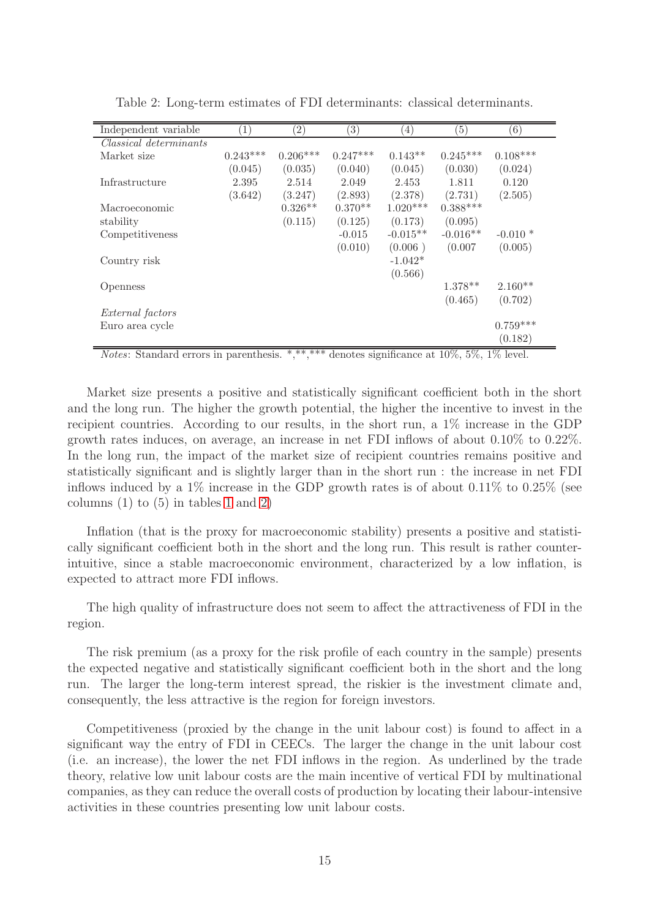Table 2: Long-term estimates of FDI determinants: classical determinants.

| Independent variable | (1) | (2) | (3) | (4) | (5) | (6) |
|---|---|---|---|---|---|---|
| *Classical determinants* | | | | | | |
| Market size | 0.243*** | 0.206*** | 0.247*** | 0.143** | 0.245*** | 0.108*** |
| | (0.045) | (0.035) | (0.040) | (0.045) | (0.030) | (0.024) |
| Infrastructure | 2.395 | 2.514 | 2.049 | 2.453 | 1.811 | 0.120 |
| | (3.642) | (3.247) | (2.893) | (2.378) | (2.731) | (2.505) |
| Macroeconomic stability | | 0.326** | 0.370** | 1.020*** | 0.388*** | |
| | | (0.115) | (0.125) | (0.173) | (0.095) | |
| Competitiveness | | | -0.015 | -0.015** | -0.016** | -0.010 * |
| | | | (0.010) | (0.006 ) | (0.007 | (0.005) |
| Country risk | | | | -1.042* | | |
| | | | | (0.566) | | |
| Openness | | | | | 1.378** | 2.160** |
| | | | | | (0.465) | (0.702) |
| *External factors* | | | | | | |
| Euro area cycle | | | | | | 0.759*** |
| | | | | | | (0.182) |

*Notes*: Standard errors in parenthesis. *,**,*** denotes significance at 10%, 5%, 1% level.

Market size presents a positive and statistically significant coefficient both in the short and the long run. The higher the growth potential, the higher the incentive to invest in the recipient countries. According to our results, in the short run, a 1% increase in the GDP growth rates induces, on average, an increase in net FDI inflows of about 0.10% to 0.22%. In the long run, the impact of the market size of recipient countries remains positive and statistically significant and is slightly larger than in the short run : the increase in net FDI inflows induced by a 1% increase in the GDP growth rates is of about 0.11% to 0.25% (see columns (1) to (5) in tables 1 and 2)

Inflation (that is the proxy for macroeconomic stability) presents a positive and statistically significant coefficient both in the short and the long run. This result is rather counter-intuitive, since a stable macroeconomic environment, characterized by a low inflation, is expected to attract more FDI inflows.

The high quality of infrastructure does not seem to affect the attractiveness of FDI in the region.

The risk premium (as a proxy for the risk profile of each country in the sample) presents the expected negative and statistically significant coefficient both in the short and the long run. The larger the long-term interest spread, the riskier is the investment climate and, consequently, the less attractive is the region for foreign investors.

Competitiveness (proxied by the change in the unit labour cost) is found to affect in a significant way the entry of FDI in CEECs. The larger the change in the unit labour cost (i.e. an increase), the lower the net FDI inflows in the region. As underlined by the trade theory, relative low unit labour costs are the main incentive of vertical FDI by multinational companies, as they can reduce the overall costs of production by locating their labour-intensive activities in these countries presenting low unit labour costs.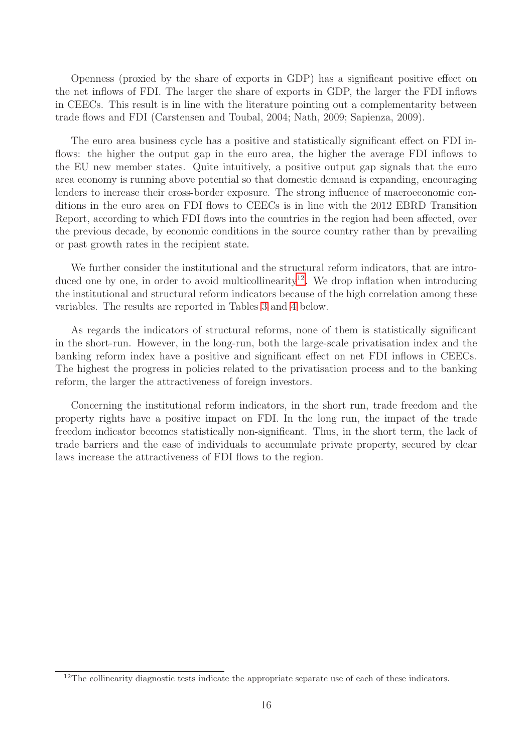Openness (proxied by the share of exports in GDP) has a significant positive effect on the net inflows of FDI. The larger the share of exports in GDP, the larger the FDI inflows in CEECs. This result is in line with the literature pointing out a complementarity between trade flows and FDI (Carstensen and Toubal, 2004; Nath, 2009; Sapienza, 2009).

The euro area business cycle has a positive and statistically significant effect on FDI inflows: the higher the output gap in the euro area, the higher the average FDI inflows to the EU new member states. Quite intuitively, a positive output gap signals that the euro area economy is running above potential so that domestic demand is expanding, encouraging lenders to increase their cross-border exposure. The strong influence of macroeconomic conditions in the euro area on FDI flows to CEECs is in line with the 2012 EBRD Transition Report, according to which FDI flows into the countries in the region had been affected, over the previous decade, by economic conditions in the source country rather than by prevailing or past growth rates in the recipient state.

We further consider the institutional and the structural reform indicators, that are introduced one by one, in order to avoid multicollinearity[12]. We drop inflation when introducing the institutional and structural reform indicators because of the high correlation among these variables. The results are reported in Tables 3 and 4 below.

As regards the indicators of structural reforms, none of them is statistically significant in the short-run. However, in the long-run, both the large-scale privatisation index and the banking reform index have a positive and significant effect on net FDI inflows in CEECs. The highest the progress in policies related to the privatisation process and to the banking reform, the larger the attractiveness of foreign investors.

Concerning the institutional reform indicators, in the short run, trade freedom and the property rights have a positive impact on FDI. In the long run, the impact of the trade freedom indicator becomes statistically non-significant. Thus, in the short term, the lack of trade barriers and the ease of individuals to accumulate private property, secured by clear laws increase the attractiveness of FDI flows to the region.

[12] The collinearity diagnostic tests indicate the appropriate separate use of each of these indicators.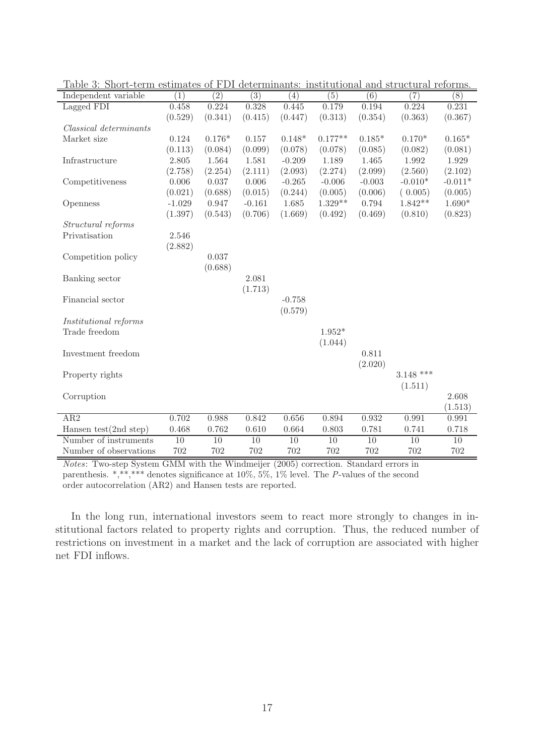Table 3: Short-term estimates of FDI determinants: institutional and structural reforms.

| Independent variable | (1) | (2) | (3) | (4) | (5) | (6) | (7) | (8) |
|---|---|---|---|---|---|---|---|---|
| Lagged FDI | 0.458 | 0.224 | 0.328 | 0.445 | 0.179 | 0.194 | 0.224 | 0.231 |
| | (0.529) | (0.341) | (0.415) | (0.447) | (0.313) | (0.354) | (0.363) | (0.367) |
| *Classical determinants* | | | | | | | | |
| Market size | 0.124 | 0.176* | 0.157 | 0.148* | 0.177** | 0.185* | 0.170* | 0.165* |
| | (0.113) | (0.084) | (0.099) | (0.078) | (0.078) | (0.085) | (0.082) | (0.081) |
| Infrastructure | 2.805 | 1.564 | 1.581 | -0.209 | 1.189 | 1.465 | 1.992 | 1.929 |
| | (2.758) | (2.254) | (2.111) | (2.093) | (2.274) | (2.099) | (2.560) | (2.102) |
| Competitiveness | 0.006 | 0.037 | 0.006 | -0.265 | -0.006 | -0.003 | -0.010* | -0.011* |
| | (0.021) | (0.688) | (0.015) | (0.244) | (0.005) | (0.006) | ( 0.005) | (0.005) |
| Openness | -1.029 | 0.947 | -0.161 | 1.685 | 1.329** | 0.794 | 1.842** | 1.690* |
| | (1.397) | (0.543) | (0.706) | (1.669) | (0.492) | (0.469) | (0.810) | (0.823) |
| *Structural reforms* | | | | | | | | |
| Privatisation | 2.546 | | | | | | | |
| | (2.882) | | | | | | | |
| Competition policy | | 0.037 | | | | | | |
| | | (0.688) | | | | | | |
| Banking sector | | | 2.081 | | | | | |
| | | | (1.713) | | | | | |
| Financial sector | | | | -0.758 | | | | |
| | | | | (0.579) | | | | |
| *Institutional reforms* | | | | | | | | |
| Trade freedom | | | | | 1.952* | | | |
| | | | | | (1.044) | | | |
| Investment freedom | | | | | | 0.811 | | |
| | | | | | | (2.020) | | |
| Property rights | | | | | | | 3.148 *** | |
| | | | | | | | (1.511) | |
| Corruption | | | | | | | | 2.608 |
| | | | | | | | | (1.513) |
| AR2 | 0.702 | 0.988 | 0.842 | 0.656 | 0.894 | 0.932 | 0.991 | 0.991 |
| Hansen test(2nd step) | 0.468 | 0.762 | 0.610 | 0.664 | 0.803 | 0.781 | 0.741 | 0.718 |
| Number of instruments | 10 | 10 | 10 | 10 | 10 | 10 | 10 | 10 |
| Number of observations | 702 | 702 | 702 | 702 | 702 | 702 | 702 | 702 |

*Notes*: Two-step System GMM with the Windmeijer (2005) correction. Standard errors in parenthesis. *,**,*** denotes significance at 10%, 5%, 1% level. The $P$-values of the second order autocorrelation (AR2) and Hansen tests are reported.

In the long run, international investors seem to react more strongly to changes in institutional factors related to property rights and corruption. Thus, the reduced number of restrictions on investment in a market and the lack of corruption are associated with higher net FDI inflows.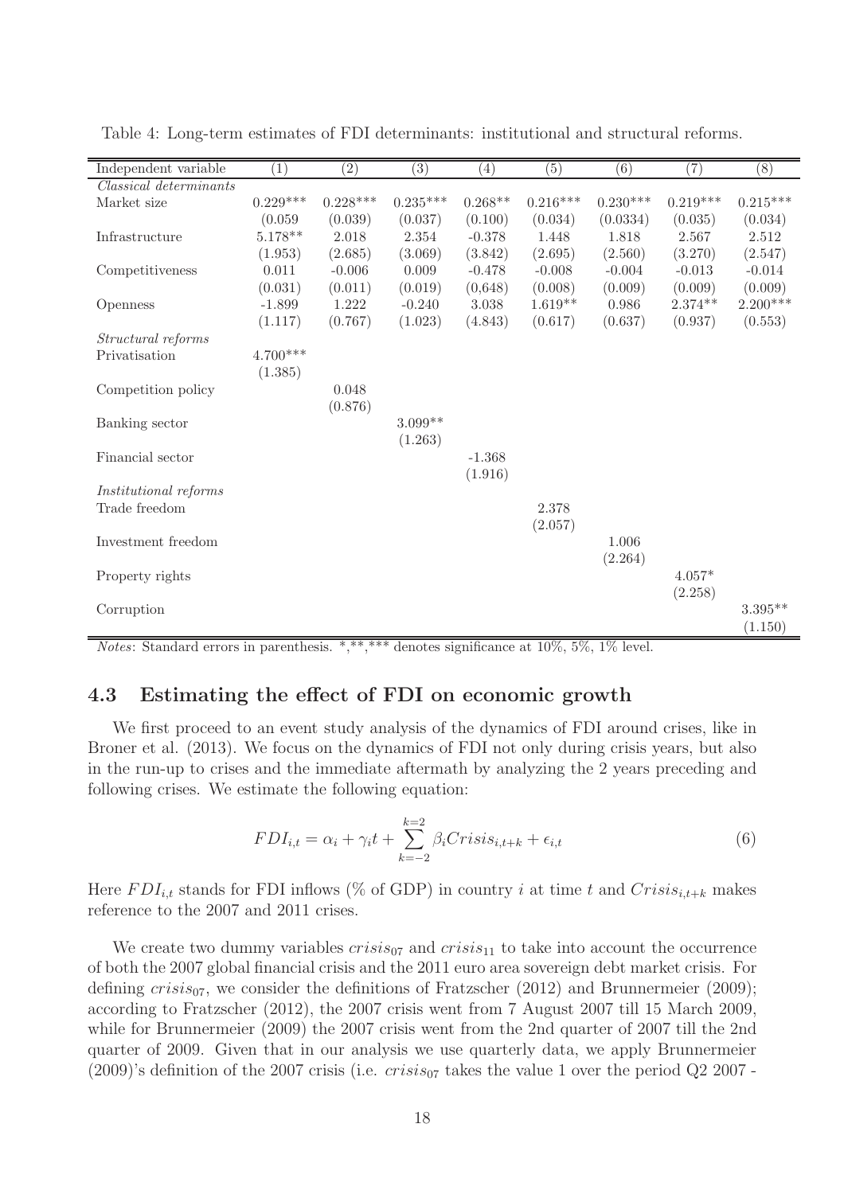Table 4: Long-term estimates of FDI determinants: institutional and structural reforms.

| Independent variable | (1) | (2) | (3) | (4) | (5) | (6) | (7) | (8) |
|---|---|---|---|---|---|---|---|---|
| *Classical determinants* | | | | | | | | |
| Market size | 0.229*** | 0.228*** | 0.235*** | 0.268** | 0.216*** | 0.230*** | 0.219*** | 0.215*** |
| | (0.059 | (0.039) | (0.037) | (0.100) | (0.034) | (0.0334) | (0.035) | (0.034) |
| Infrastructure | 5.178** | 2.018 | 2.354 | -0.378 | 1.448 | 1.818 | 2.567 | 2.512 |
| | (1.953) | (2.685) | (3.069) | (3.842) | (2.695) | (2.560) | (3.270) | (2.547) |
| Competitiveness | 0.011 | -0.006 | 0.009 | -0.478 | -0.008 | -0.004 | -0.013 | -0.014 |
| | (0.031) | (0.011) | (0.019) | (0,648) | (0.008) | (0.009) | (0.009) | (0.009) |
| Openness | -1.899 | 1.222 | -0.240 | 3.038 | 1.619** | 0.986 | 2.374** | 2.200*** |
| | (1.117) | (0.767) | (1.023) | (4.843) | (0.617) | (0.637) | (0.937) | (0.553) |
| *Structural reforms* | | | | | | | | |
| Privatisation | 4.700*** | | | | | | | |
| | (1.385) | | | | | | | |
| Competition policy | | 0.048 | | | | | | |
| | | (0.876) | | | | | | |
| Banking sector | | | 3.099** | | | | | |
| | | | (1.263) | | | | | |
| Financial sector | | | | -1.368 | | | | |
| | | | | (1.916) | | | | |
| *Institutional reforms* | | | | | | | | |
| Trade freedom | | | | | 2.378 | | | |
| | | | | | (2.057) | | | |
| Investment freedom | | | | | | 1.006 | | |
| | | | | | | (2.264) | | |
| Property rights | | | | | | | 4.057* | |
| | | | | | | | (2.258) | |
| Corruption | | | | | | | | 3.395** |
| | | | | | | | | (1.150) |

*Notes*: Standard errors in parenthesis. *,**,*** denotes significance at 10%, 5%, 1% level.

### 4.3 Estimating the effect of FDI on economic growth

We first proceed to an event study analysis of the dynamics of FDI around crises, like in Broner et al. (2013). We focus on the dynamics of FDI not only during crisis years, but also in the run-up to crises and the immediate aftermath by analyzing the 2 years preceding and following crises. We estimate the following equation:

$$FDI_{i,t} = \alpha_i + \gamma_i t + \sum_{k=-2}^{k=2} \beta_i Crisis_{i,t+k} + \epsilon_{i,t} \tag{6}$$

Here $FDI_{i,t}$ stands for FDI inflows (% of GDP) in country $i$ at time $t$ and $Crisis_{i,t+k}$ makes reference to the 2007 and 2011 crises.

We create two dummy variables $crisis_{07}$ and $crisis_{11}$ to take into account the occurrence of both the 2007 global financial crisis and the 2011 euro area sovereign debt market crisis. For defining $crisis_{07}$, we consider the definitions of Fratzscher (2012) and Brunnermeier (2009); according to Fratzscher (2012), the 2007 crisis went from 7 August 2007 till 15 March 2009, while for Brunnermeier (2009) the 2007 crisis went from the 2nd quarter of 2007 till the 2nd quarter of 2009. Given that in our analysis we use quarterly data, we apply Brunnermeier (2009)'s definition of the 2007 crisis (i.e. $crisis_{07}$ takes the value 1 over the period Q2 2007 -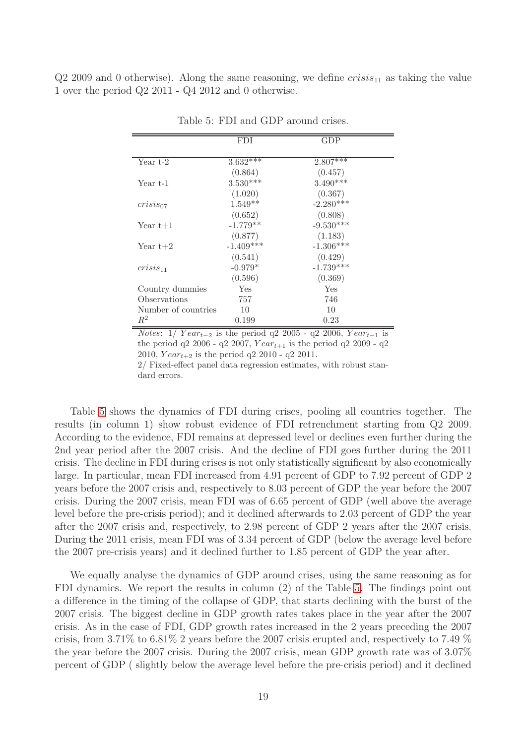Q2 2009 and 0 otherwise). Along the same reasoning, we define $crisis_{11}$ as taking the value 1 over the period Q2 2011 - Q4 2012 and 0 otherwise.

Table 5: FDI and GDP around crises.

| | FDI | GDP |
|---|---|---|
| Year t-2 | 3.632*** | 2.807*** |
| | (0.864) | (0.457) |
| Year t-1 | 3.530*** | 3.490*** |
| | (1.020) | (0.367) |
| $crisis_{07}$ | 1.549** | -2.280*** |
| | (0.652) | (0.808) |
| Year t+1 | -1.779** | -9.530*** |
| | (0.877) | (1.183) |
| Year t+2 | -1.409*** | -1.306*** |
| | (0.541) | (0.429) |
| $crisis_{11}$ | -0.979* | -1.739*** |
| | (0.596) | (0.369) |
| Country dummies | Yes | Yes |
| Observations | 757 | 746 |
| Number of countries | 10 | 10 |
| $R^2$ | 0.199 | 0.23 |

*Notes*: 1/ $Year_{t-2}$ is the period q2 2005 - q2 2006, $Year_{t-1}$ is the period q2 2006 - q2 2007, $Year_{t+1}$ is the period q2 2009 - q2 2010, $Year_{t+2}$ is the period q2 2010 - q2 2011.
2/ Fixed-effect panel data regression estimates, with robust standard errors.

Table 5 shows the dynamics of FDI during crises, pooling all countries together. The results (in column 1) show robust evidence of FDI retrenchment starting from Q2 2009. According to the evidence, FDI remains at depressed level or declines even further during the 2nd year period after the 2007 crisis. And the decline of FDI goes further during the 2011 crisis. The decline in FDI during crises is not only statistically significant by also economically large. In particular, mean FDI increased from 4.91 percent of GDP to 7.92 percent of GDP 2 years before the 2007 crisis and, respectively to 8.03 percent of GDP the year before the 2007 crisis. During the 2007 crisis, mean FDI was of 6.65 percent of GDP (well above the average level before the pre-crisis period); and it declined afterwards to 2.03 percent of GDP the year after the 2007 crisis and, respectively, to 2.98 percent of GDP 2 years after the 2007 crisis. During the 2011 crisis, mean FDI was of 3.34 percent of GDP (below the average level before the 2007 pre-crisis years) and it declined further to 1.85 percent of GDP the year after.

We equally analyse the dynamics of GDP around crises, using the same reasoning as for FDI dynamics. We report the results in column (2) of the Table 5. The findings point out a difference in the timing of the collapse of GDP, that starts declining with the burst of the 2007 crisis. The biggest decline in GDP growth rates takes place in the year after the 2007 crisis. As in the case of FDI, GDP growth rates increased in the 2 years preceding the 2007 crisis, from 3.71% to 6.81% 2 years before the 2007 crisis erupted and, respectively to 7.49 % the year before the 2007 crisis. During the 2007 crisis, mean GDP growth rate was of 3.07% percent of GDP ( slightly below the average level before the pre-crisis period) and it declined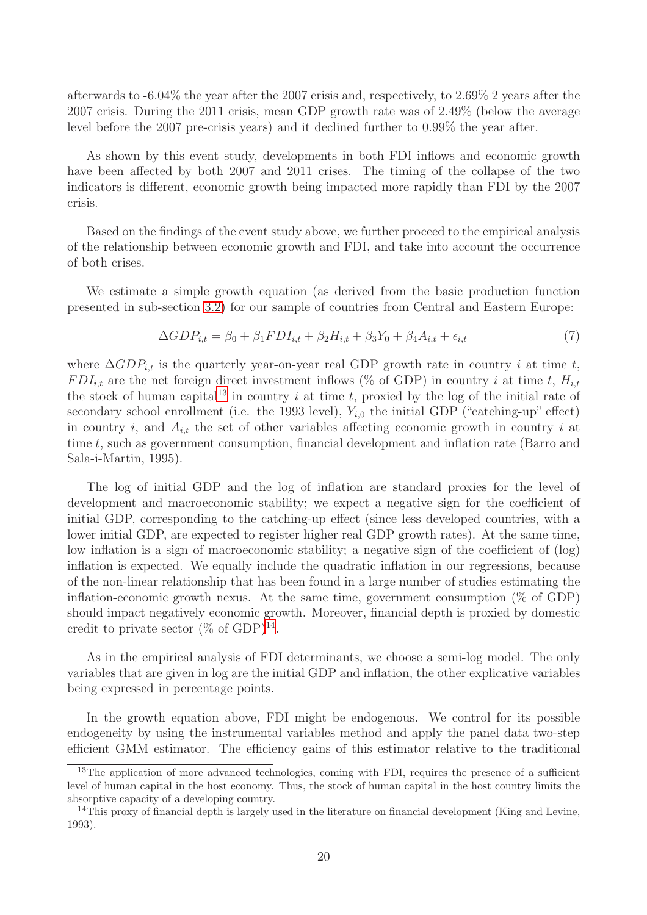afterwards to -6.04% the year after the 2007 crisis and, respectively, to 2.69% 2 years after the 2007 crisis. During the 2011 crisis, mean GDP growth rate was of 2.49% (below the average level before the 2007 pre-crisis years) and it declined further to 0.99% the year after.

As shown by this event study, developments in both FDI inflows and economic growth have been affected by both 2007 and 2011 crises. The timing of the collapse of the two indicators is different, economic growth being impacted more rapidly than FDI by the 2007 crisis.

Based on the findings of the event study above, we further proceed to the empirical analysis of the relationship between economic growth and FDI, and take into account the occurrence of both crises.

We estimate a simple growth equation (as derived from the basic production function presented in sub-section 3.2) for our sample of countries from Central and Eastern Europe:

$$\Delta GDP_{i,t} = \beta_0 + \beta_1 FDI_{i,t} + \beta_2 H_{i,t} + \beta_3 Y_0 + \beta_4 A_{i,t} + \epsilon_{i,t} \tag{7}$$

where $\Delta GDP_{i,t}$ is the quarterly year-on-year real GDP growth rate in country $i$ at time $t$, $FDI_{i,t}$ are the net foreign direct investment inflows (% of GDP) in country $i$ at time $t$, $H_{i,t}$ the stock of human capital[13] in country $i$ at time $t$, proxied by the log of the initial rate of secondary school enrollment (i.e. the 1993 level), $Y_{i,0}$ the initial GDP ("catching-up" effect) in country $i$, and $A_{i,t}$ the set of other variables affecting economic growth in country $i$ at time $t$, such as government consumption, financial development and inflation rate (Barro and Sala-i-Martin, 1995).

The log of initial GDP and the log of inflation are standard proxies for the level of development and macroeconomic stability; we expect a negative sign for the coefficient of initial GDP, corresponding to the catching-up effect (since less developed countries, with a lower initial GDP, are expected to register higher real GDP growth rates). At the same time, low inflation is a sign of macroeconomic stability; a negative sign of the coefficient of (log) inflation is expected. We equally include the quadratic inflation in our regressions, because of the non-linear relationship that has been found in a large number of studies estimating the inflation-economic growth nexus. At the same time, government consumption (% of GDP) should impact negatively economic growth. Moreover, financial depth is proxied by domestic credit to private sector (% of GDP)[14].

As in the empirical analysis of FDI determinants, we choose a semi-log model. The only variables that are given in log are the initial GDP and inflation, the other explicative variables being expressed in percentage points.

In the growth equation above, FDI might be endogenous. We control for its possible endogeneity by using the instrumental variables method and apply the panel data two-step efficient GMM estimator. The efficiency gains of this estimator relative to the traditional

[13] The application of more advanced technologies, coming with FDI, requires the presence of a sufficient level of human capital in the host economy. Thus, the stock of human capital in the host country limits the absorptive capacity of a developing country.

[14] This proxy of financial depth is largely used in the literature on financial development (King and Levine, 1993).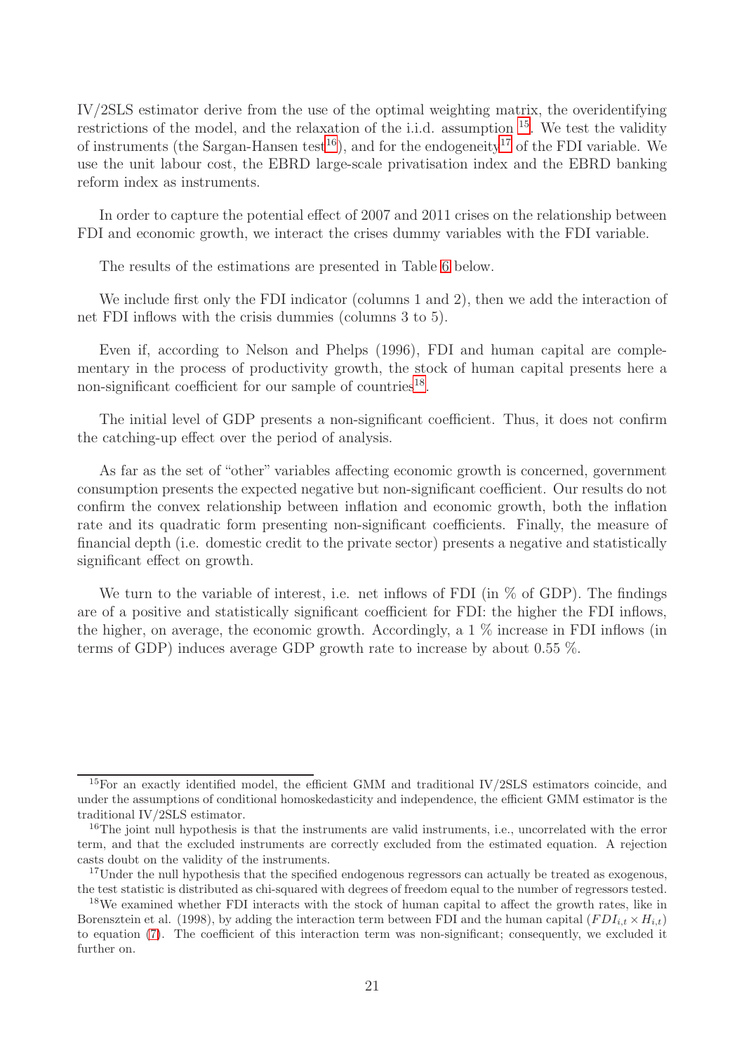IV/2SLS estimator derive from the use of the optimal weighting matrix, the overidentifying restrictions of the model, and the relaxation of the i.i.d. assumption [15]. We test the validity of instruments (the Sargan-Hansen test[16]), and for the endogeneity[17] of the FDI variable. We use the unit labour cost, the EBRD large-scale privatisation index and the EBRD banking reform index as instruments.

In order to capture the potential effect of 2007 and 2011 crises on the relationship between FDI and economic growth, we interact the crises dummy variables with the FDI variable.

The results of the estimations are presented in Table 6 below.

We include first only the FDI indicator (columns 1 and 2), then we add the interaction of net FDI inflows with the crisis dummies (columns 3 to 5).

Even if, according to Nelson and Phelps (1996), FDI and human capital are complementary in the process of productivity growth, the stock of human capital presents here a non-significant coefficient for our sample of countries[18].

The initial level of GDP presents a non-significant coefficient. Thus, it does not confirm the catching-up effect over the period of analysis.

As far as the set of "other" variables affecting economic growth is concerned, government consumption presents the expected negative but non-significant coefficient. Our results do not confirm the convex relationship between inflation and economic growth, both the inflation rate and its quadratic form presenting non-significant coefficients. Finally, the measure of financial depth (i.e. domestic credit to the private sector) presents a negative and statistically significant effect on growth.

We turn to the variable of interest, i.e. net inflows of FDI (in % of GDP). The findings are of a positive and statistically significant coefficient for FDI: the higher the FDI inflows, the higher, on average, the economic growth. Accordingly, a 1 % increase in FDI inflows (in terms of GDP) induces average GDP growth rate to increase by about 0.55 %.

---

[15] For an exactly identified model, the efficient GMM and traditional IV/2SLS estimators coincide, and under the assumptions of conditional homoskedasticity and independence, the efficient GMM estimator is the traditional IV/2SLS estimator.

[16] The joint null hypothesis is that the instruments are valid instruments, i.e., uncorrelated with the error term, and that the excluded instruments are correctly excluded from the estimated equation. A rejection casts doubt on the validity of the instruments.

[17] Under the null hypothesis that the specified endogenous regressors can actually be treated as exogenous, the test statistic is distributed as chi-squared with degrees of freedom equal to the number of regressors tested.

[18] We examined whether FDI interacts with the stock of human capital to affect the growth rates, like in Borensztein et al. (1998), by adding the interaction term between FDI and the human capital ($FDI_{i,t} \times H_{i,t}$) to equation (7). The coefficient of this interaction term was non-significant; consequently, we excluded it further on.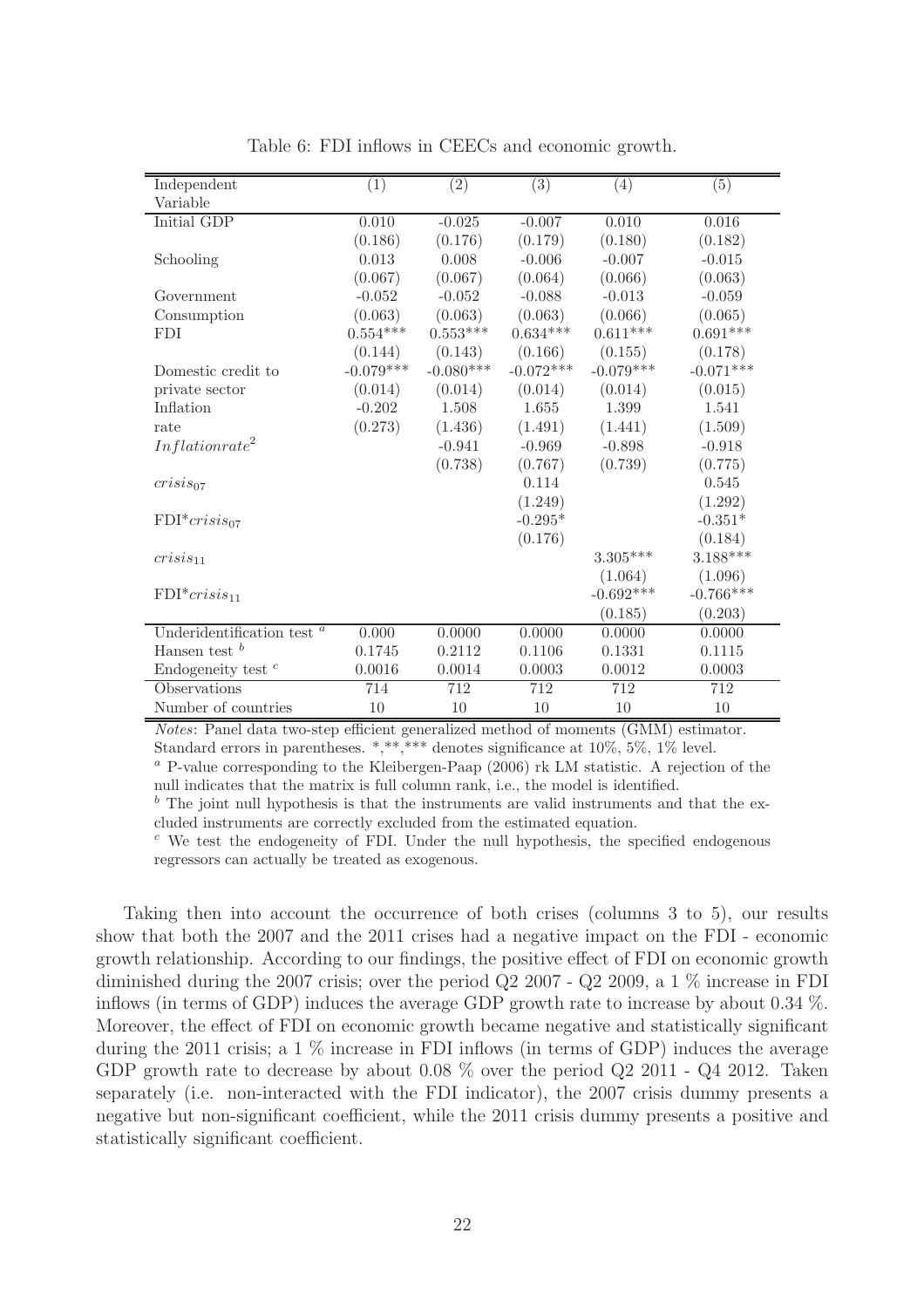Table 6: FDI inflows in CEECs and economic growth.

| Independent Variable | (1) | (2) | (3) | (4) | (5) |
|---|---|---|---|---|---|
| Initial GDP | 0.010 | -0.025 | -0.007 | 0.010 | 0.016 |
| | (0.186) | (0.176) | (0.179) | (0.180) | (0.182) |
| Schooling | 0.013 | 0.008 | -0.006 | -0.007 | -0.015 |
| | (0.067) | (0.067) | (0.064) | (0.066) | (0.063) |
| Government Consumption | -0.052 | -0.052 | -0.088 | -0.013 | -0.059 |
| | (0.063) | (0.063) | (0.063) | (0.066) | (0.065) |
| FDI | 0.554*** | 0.553*** | 0.634*** | 0.611*** | 0.691*** |
| | (0.144) | (0.143) | (0.166) | (0.155) | (0.178) |
| Domestic credit to private sector | -0.079*** | -0.080*** | -0.072*** | -0.079*** | -0.071*** |
| | (0.014) | (0.014) | (0.014) | (0.014) | (0.015) |
| Inflation rate | -0.202 | 1.508 | 1.655 | 1.399 | 1.541 |
| | (0.273) | (1.436) | (1.491) | (1.441) | (1.509) |
| $Inflationrate^2$ | | -0.941 | -0.969 | -0.898 | -0.918 |
| | | (0.738) | (0.767) | (0.739) | (0.775) |
| $crisis_{07}$ | | | 0.114 | | 0.545 |
| | | | (1.249) | | (1.292) |
| FDI*$crisis_{07}$ | | | -0.295* | | -0.351* |
| | | | (0.176) | | (0.184) |
| $crisis_{11}$ | | | | 3.305*** | 3.188*** |
| | | | | (1.064) | (1.096) |
| FDI*$crisis_{11}$ | | | | -0.692*** | -0.766*** |
| | | | | (0.185) | (0.203) |
| Underidentification test [a] | 0.000 | 0.0000 | 0.0000 | 0.0000 | 0.0000 |
| Hansen test [b] | 0.1745 | 0.2112 | 0.1106 | 0.1331 | 0.1115 |
| Endogeneity test [c] | 0.0016 | 0.0014 | 0.0003 | 0.0012 | 0.0003 |
| Observations | 714 | 712 | 712 | 712 | 712 |
| Number of countries | 10 | 10 | 10 | 10 | 10 |

*Notes*: Panel data two-step efficient generalized method of moments (GMM) estimator. Standard errors in parentheses. *,**,*** denotes significance at 10%, 5%, 1% level.

[a] P-value corresponding to the Kleibergen-Paap (2006) rk LM statistic. A rejection of the null indicates that the matrix is full column rank, i.e., the model is identified.

[b] The joint null hypothesis is that the instruments are valid instruments and that the excluded instruments are correctly excluded from the estimated equation.

[c] We test the endogeneity of FDI. Under the null hypothesis, the specified endogenous regressors can actually be treated as exogenous.

Taking then into account the occurrence of both crises (columns 3 to 5), our results show that both the 2007 and the 2011 crises had a negative impact on the FDI - economic growth relationship. According to our findings, the positive effect of FDI on economic growth diminished during the 2007 crisis; over the period Q2 2007 - Q2 2009, a 1 % increase in FDI inflows (in terms of GDP) induces the average GDP growth rate to increase by about 0.34 %. Moreover, the effect of FDI on economic growth became negative and statistically significant during the 2011 crisis; a 1 % increase in FDI inflows (in terms of GDP) induces the average GDP growth rate to decrease by about 0.08 % over the period Q2 2011 - Q4 2012. Taken separately (i.e. non-interacted with the FDI indicator), the 2007 crisis dummy presents a negative but non-significant coefficient, while the 2011 crisis dummy presents a positive and statistically significant coefficient.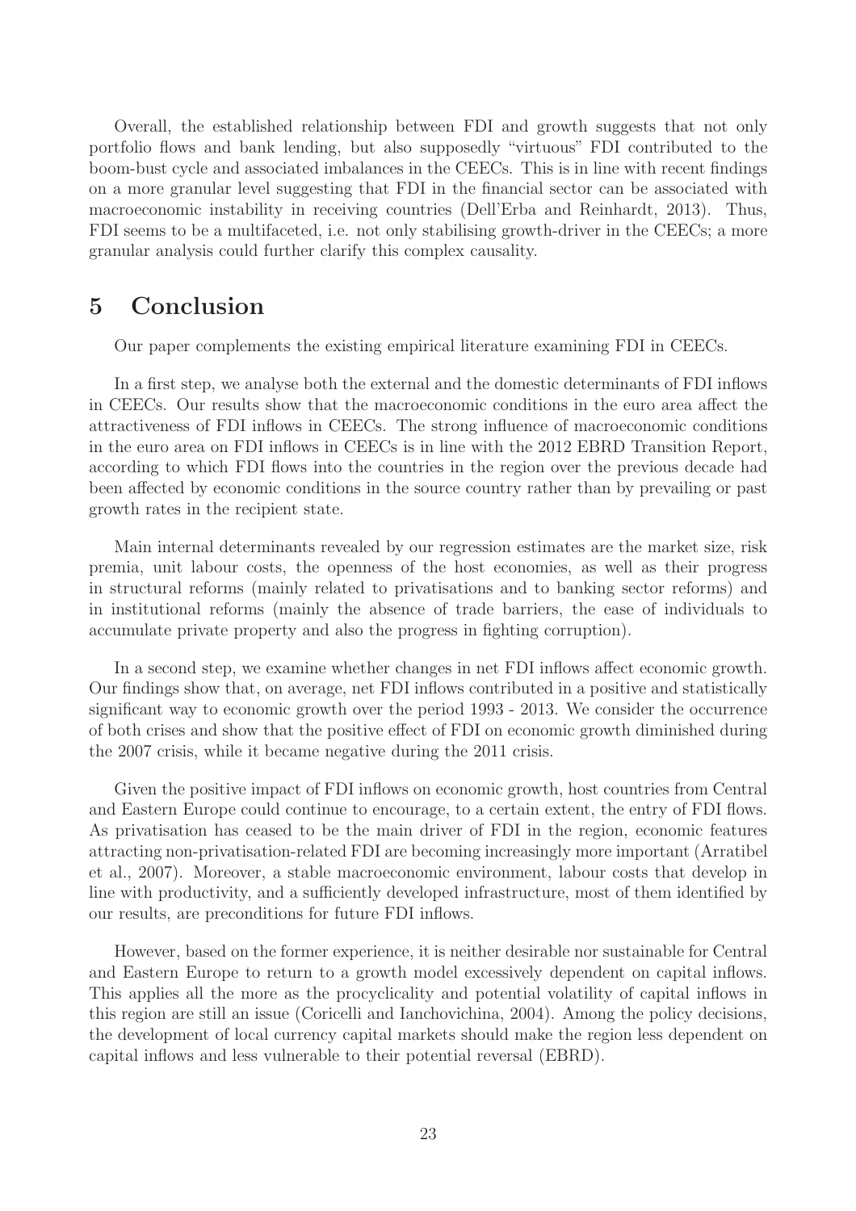Overall, the established relationship between FDI and growth suggests that not only portfolio flows and bank lending, but also supposedly "virtuous" FDI contributed to the boom-bust cycle and associated imbalances in the CEECs. This is in line with recent findings on a more granular level suggesting that FDI in the financial sector can be associated with macroeconomic instability in receiving countries (Dell'Erba and Reinhardt, 2013). Thus, FDI seems to be a multifaceted, i.e. not only stabilising growth-driver in the CEECs; a more granular analysis could further clarify this complex causality.

# 5 Conclusion

Our paper complements the existing empirical literature examining FDI in CEECs.

In a first step, we analyse both the external and the domestic determinants of FDI inflows in CEECs. Our results show that the macroeconomic conditions in the euro area affect the attractiveness of FDI inflows in CEECs. The strong influence of macroeconomic conditions in the euro area on FDI inflows in CEECs is in line with the 2012 EBRD Transition Report, according to which FDI flows into the countries in the region over the previous decade had been affected by economic conditions in the source country rather than by prevailing or past growth rates in the recipient state.

Main internal determinants revealed by our regression estimates are the market size, risk premia, unit labour costs, the openness of the host economies, as well as their progress in structural reforms (mainly related to privatisations and to banking sector reforms) and in institutional reforms (mainly the absence of trade barriers, the ease of individuals to accumulate private property and also the progress in fighting corruption).

In a second step, we examine whether changes in net FDI inflows affect economic growth. Our findings show that, on average, net FDI inflows contributed in a positive and statistically significant way to economic growth over the period 1993 - 2013. We consider the occurrence of both crises and show that the positive effect of FDI on economic growth diminished during the 2007 crisis, while it became negative during the 2011 crisis.

Given the positive impact of FDI inflows on economic growth, host countries from Central and Eastern Europe could continue to encourage, to a certain extent, the entry of FDI flows. As privatisation has ceased to be the main driver of FDI in the region, economic features attracting non-privatisation-related FDI are becoming increasingly more important (Arratibel et al., 2007). Moreover, a stable macroeconomic environment, labour costs that develop in line with productivity, and a sufficiently developed infrastructure, most of them identified by our results, are preconditions for future FDI inflows.

However, based on the former experience, it is neither desirable nor sustainable for Central and Eastern Europe to return to a growth model excessively dependent on capital inflows. This applies all the more as the procyclicality and potential volatility of capital inflows in this region are still an issue (Coricelli and Ianchovichina, 2004). Among the policy decisions, the development of local currency capital markets should make the region less dependent on capital inflows and less vulnerable to their potential reversal (EBRD).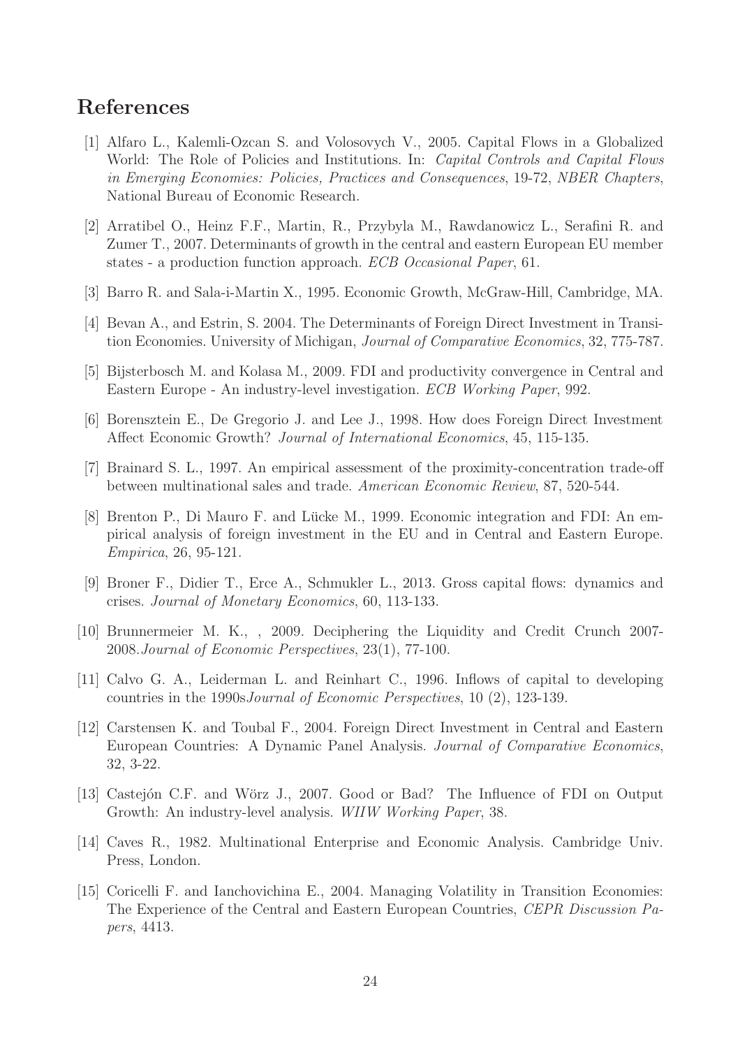## References

[1] Alfaro L., Kalemli-Ozcan S. and Volosovych V., 2005. Capital Flows in a Globalized World: The Role of Policies and Institutions. In: *Capital Controls and Capital Flows in Emerging Economies: Policies, Practices and Consequences*, 19-72, *NBER Chapters*, National Bureau of Economic Research.

[2] Arratibel O., Heinz F.F., Martin, R., Przybyla M., Rawdanowicz L., Serafini R. and Zumer T., 2007. Determinants of growth in the central and eastern European EU member states - a production function approach. *ECB Occasional Paper*, 61.

[3] Barro R. and Sala-i-Martin X., 1995. Economic Growth, McGraw-Hill, Cambridge, MA.

[4] Bevan A., and Estrin, S. 2004. The Determinants of Foreign Direct Investment in Transition Economies. University of Michigan, *Journal of Comparative Economics*, 32, 775-787.

[5] Bijsterbosch M. and Kolasa M., 2009. FDI and productivity convergence in Central and Eastern Europe - An industry-level investigation. *ECB Working Paper*, 992.

[6] Borensztein E., De Gregorio J. and Lee J., 1998. How does Foreign Direct Investment Affect Economic Growth? *Journal of International Economics*, 45, 115-135.

[7] Brainard S. L., 1997. An empirical assessment of the proximity-concentration trade-off between multinational sales and trade. *American Economic Review*, 87, 520-544.

[8] Brenton P., Di Mauro F. and Lücke M., 1999. Economic integration and FDI: An empirical analysis of foreign investment in the EU and in Central and Eastern Europe. *Empirica*, 26, 95-121.

[9] Broner F., Didier T., Erce A., Schmukler L., 2013. Gross capital flows: dynamics and crises. *Journal of Monetary Economics*, 60, 113-133.

[10] Brunnermeier M. K., , 2009. Deciphering the Liquidity and Credit Crunch 2007-2008.*Journal of Economic Perspectives*, 23(1), 77-100.

[11] Calvo G. A., Leiderman L. and Reinhart C., 1996. Inflows of capital to developing countries in the 1990s*Journal of Economic Perspectives*, 10 (2), 123-139.

[12] Carstensen K. and Toubal F., 2004. Foreign Direct Investment in Central and Eastern European Countries: A Dynamic Panel Analysis. *Journal of Comparative Economics*, 32, 3-22.

[13] Castejón C.F. and Wörz J., 2007. Good or Bad? The Influence of FDI on Output Growth: An industry-level analysis. *WIIW Working Paper*, 38.

[14] Caves R., 1982. Multinational Enterprise and Economic Analysis. Cambridge Univ. Press, London.

[15] Coricelli F. and Ianchovichina E., 2004. Managing Volatility in Transition Economies: The Experience of the Central and Eastern European Countries, *CEPR Discussion Papers*, 4413.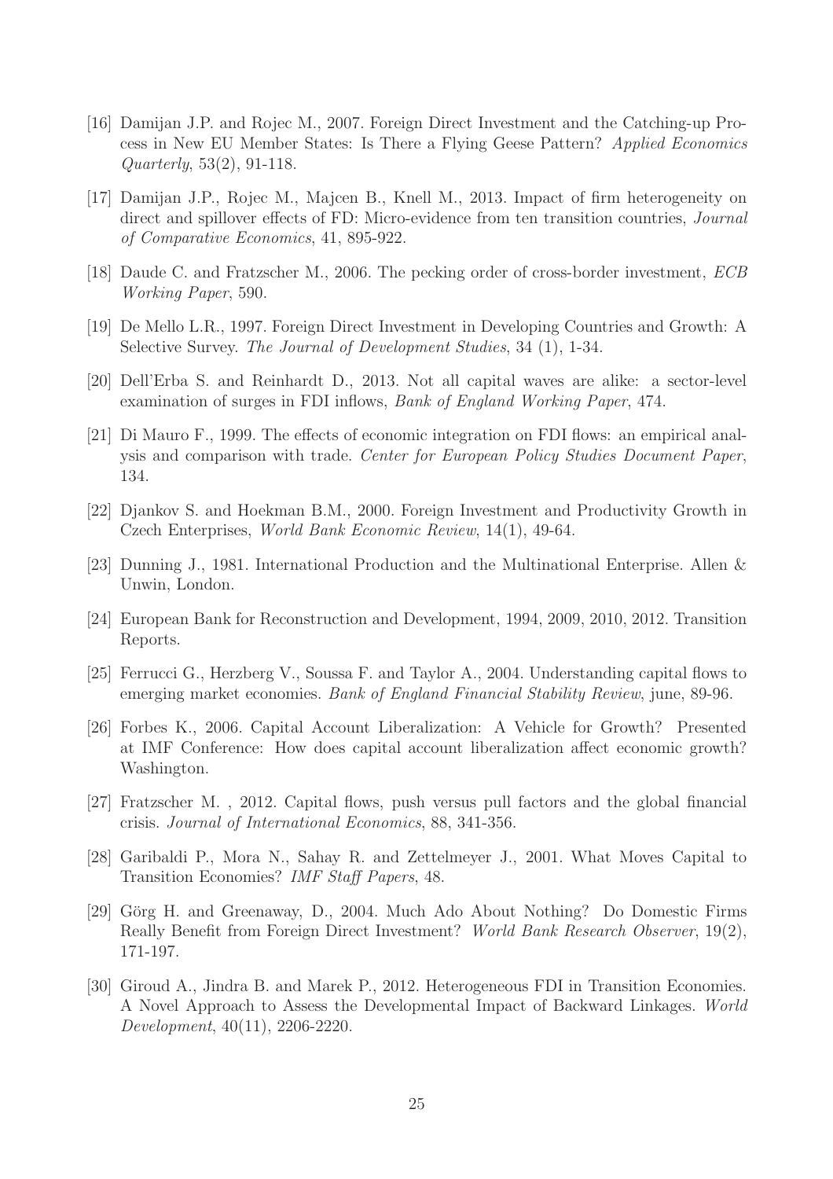[16] Damijan J.P. and Rojec M., 2007. Foreign Direct Investment and the Catching-up Process in New EU Member States: Is There a Flying Geese Pattern? *Applied Economics Quarterly*, 53(2), 91-118.

[17] Damijan J.P., Rojec M., Majcen B., Knell M., 2013. Impact of firm heterogeneity on direct and spillover effects of FD: Micro-evidence from ten transition countries, *Journal of Comparative Economics*, 41, 895-922.

[18] Daude C. and Fratzscher M., 2006. The pecking order of cross-border investment, *ECB Working Paper*, 590.

[19] De Mello L.R., 1997. Foreign Direct Investment in Developing Countries and Growth: A Selective Survey. *The Journal of Development Studies*, 34 (1), 1-34.

[20] Dell'Erba S. and Reinhardt D., 2013. Not all capital waves are alike: a sector-level examination of surges in FDI inflows, *Bank of England Working Paper*, 474.

[21] Di Mauro F., 1999. The effects of economic integration on FDI flows: an empirical analysis and comparison with trade. *Center for European Policy Studies Document Paper*, 134.

[22] Djankov S. and Hoekman B.M., 2000. Foreign Investment and Productivity Growth in Czech Enterprises, *World Bank Economic Review*, 14(1), 49-64.

[23] Dunning J., 1981. International Production and the Multinational Enterprise. Allen & Unwin, London.

[24] European Bank for Reconstruction and Development, 1994, 2009, 2010, 2012. Transition Reports.

[25] Ferrucci G., Herzberg V., Soussa F. and Taylor A., 2004. Understanding capital flows to emerging market economies. *Bank of England Financial Stability Review*, june, 89-96.

[26] Forbes K., 2006. Capital Account Liberalization: A Vehicle for Growth? Presented at IMF Conference: How does capital account liberalization affect economic growth? Washington.

[27] Fratzscher M. , 2012. Capital flows, push versus pull factors and the global financial crisis. *Journal of International Economics*, 88, 341-356.

[28] Garibaldi P., Mora N., Sahay R. and Zettelmeyer J., 2001. What Moves Capital to Transition Economies? *IMF Staff Papers*, 48.

[29] Görg H. and Greenaway, D., 2004. Much Ado About Nothing? Do Domestic Firms Really Benefit from Foreign Direct Investment? *World Bank Research Observer*, 19(2), 171-197.

[30] Giroud A., Jindra B. and Marek P., 2012. Heterogeneous FDI in Transition Economies. A Novel Approach to Assess the Developmental Impact of Backward Linkages. *World Development*, 40(11), 2206-2220.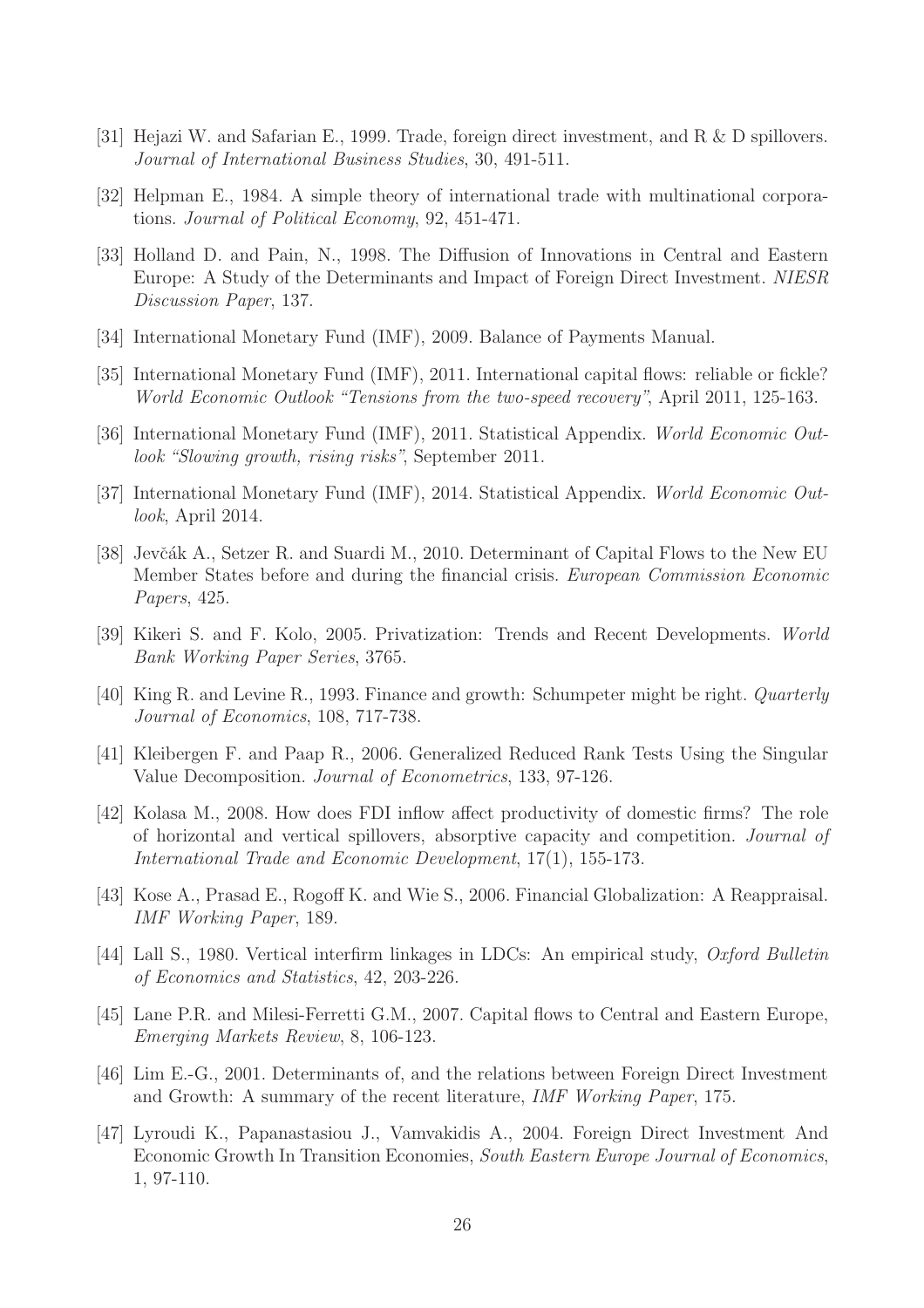[31] Hejazi W. and Safarian E., 1999. Trade, foreign direct investment, and R & D spillovers. *Journal of International Business Studies*, 30, 491-511.

[32] Helpman E., 1984. A simple theory of international trade with multinational corporations. *Journal of Political Economy*, 92, 451-471.

[33] Holland D. and Pain, N., 1998. The Diffusion of Innovations in Central and Eastern Europe: A Study of the Determinants and Impact of Foreign Direct Investment. *NIESR Discussion Paper*, 137.

[34] International Monetary Fund (IMF), 2009. Balance of Payments Manual.

[35] International Monetary Fund (IMF), 2011. International capital flows: reliable or fickle? *World Economic Outlook "Tensions from the two-speed recovery"*, April 2011, 125-163.

[36] International Monetary Fund (IMF), 2011. Statistical Appendix. *World Economic Outlook "Slowing growth, rising risks"*, September 2011.

[37] International Monetary Fund (IMF), 2014. Statistical Appendix. *World Economic Outlook*, April 2014.

[38] Jevčák A., Setzer R. and Suardi M., 2010. Determinant of Capital Flows to the New EU Member States before and during the financial crisis. *European Commission Economic Papers*, 425.

[39] Kikeri S. and F. Kolo, 2005. Privatization: Trends and Recent Developments. *World Bank Working Paper Series*, 3765.

[40] King R. and Levine R., 1993. Finance and growth: Schumpeter might be right. *Quarterly Journal of Economics*, 108, 717-738.

[41] Kleibergen F. and Paap R., 2006. Generalized Reduced Rank Tests Using the Singular Value Decomposition. *Journal of Econometrics*, 133, 97-126.

[42] Kolasa M., 2008. How does FDI inflow affect productivity of domestic firms? The role of horizontal and vertical spillovers, absorptive capacity and competition. *Journal of International Trade and Economic Development*, 17(1), 155-173.

[43] Kose A., Prasad E., Rogoff K. and Wie S., 2006. Financial Globalization: A Reappraisal. *IMF Working Paper*, 189.

[44] Lall S., 1980. Vertical interfirm linkages in LDCs: An empirical study, *Oxford Bulletin of Economics and Statistics*, 42, 203-226.

[45] Lane P.R. and Milesi-Ferretti G.M., 2007. Capital flows to Central and Eastern Europe, *Emerging Markets Review*, 8, 106-123.

[46] Lim E.-G., 2001. Determinants of, and the relations between Foreign Direct Investment and Growth: A summary of the recent literature, *IMF Working Paper*, 175.

[47] Lyroudi K., Papanastasiou J., Vamvakidis A., 2004. Foreign Direct Investment And Economic Growth In Transition Economies, *South Eastern Europe Journal of Economics*, 1, 97-110.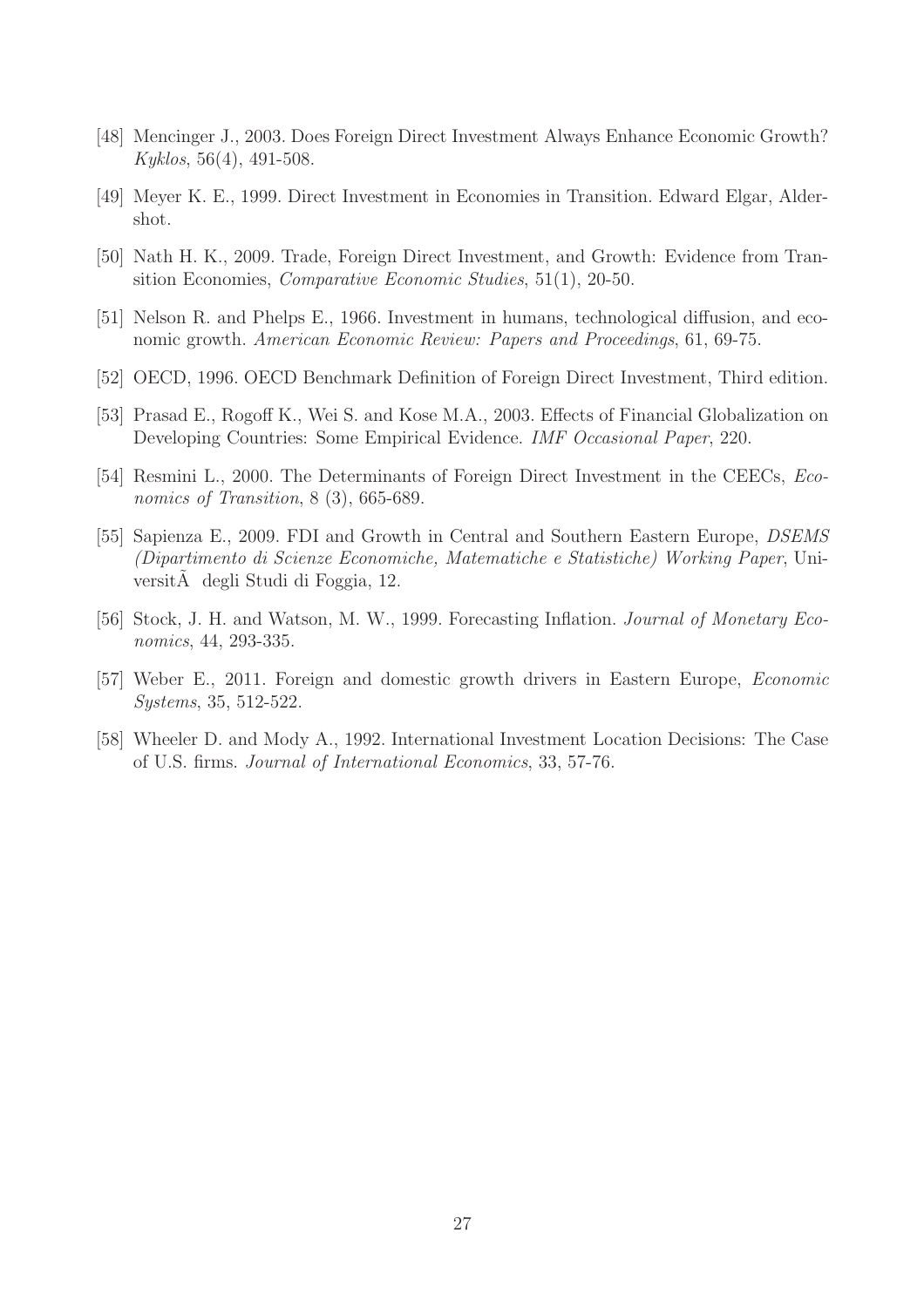[48] Mencinger J., 2003. Does Foreign Direct Investment Always Enhance Economic Growth? *Kyklos*, 56(4), 491-508.

[49] Meyer K. E., 1999. Direct Investment in Economies in Transition. Edward Elgar, Aldershot.

[50] Nath H. K., 2009. Trade, Foreign Direct Investment, and Growth: Evidence from Transition Economies, *Comparative Economic Studies*, 51(1), 20-50.

[51] Nelson R. and Phelps E., 1966. Investment in humans, technological diffusion, and economic growth. *American Economic Review: Papers and Proceedings*, 61, 69-75.

[52] OECD, 1996. OECD Benchmark Definition of Foreign Direct Investment, Third edition.

[53] Prasad E., Rogoff K., Wei S. and Kose M.A., 2003. Effects of Financial Globalization on Developing Countries: Some Empirical Evidence. *IMF Occasional Paper*, 220.

[54] Resmini L., 2000. The Determinants of Foreign Direct Investment in the CEECs, *Economics of Transition*, 8 (3), 665-689.

[55] Sapienza E., 2009. FDI and Growth in Central and Southern Eastern Europe, *DSEMS (Dipartimento di Scienze Economiche, Matematiche e Statistiche) Working Paper*, UniversitÃ  degli Studi di Foggia, 12.

[56] Stock, J. H. and Watson, M. W., 1999. Forecasting Inflation. *Journal of Monetary Economics*, 44, 293-335.

[57] Weber E., 2011. Foreign and domestic growth drivers in Eastern Europe, *Economic Systems*, 35, 512-522.

[58] Wheeler D. and Mody A., 1992. International Investment Location Decisions: The Case of U.S. firms. *Journal of International Economics*, 33, 57-76.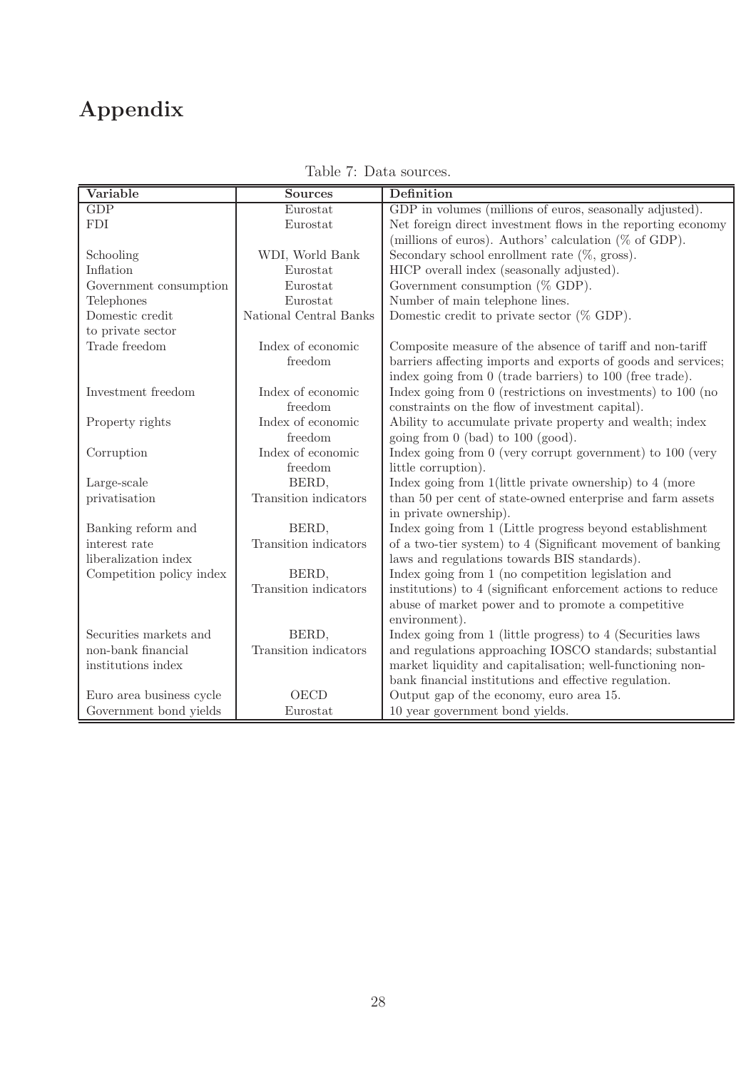# Appendix

Table 7: Data sources.

| Variable | Sources | Definition |
|---|---|---|
| GDP | Eurostat | GDP in volumes (millions of euros, seasonally adjusted). |
| FDI | Eurostat | Net foreign direct investment flows in the reporting economy (millions of euros). Authors' calculation (% of GDP). |
| Schooling | WDI, World Bank | Secondary school enrollment rate (%, gross). |
| Inflation | Eurostat | HICP overall index (seasonally adjusted). |
| Government consumption | Eurostat | Government consumption (% GDP). |
| Telephones | Eurostat | Number of main telephone lines. |
| Domestic credit to private sector | National Central Banks | Domestic credit to private sector (% GDP). |
| Trade freedom | Index of economic freedom | Composite measure of the absence of tariff and non-tariff barriers affecting imports and exports of goods and services; index going from 0 (trade barriers) to 100 (free trade). |
| Investment freedom | Index of economic freedom | Index going from 0 (restrictions on investments) to 100 (no constraints on the flow of investment capital). |
| Property rights | Index of economic freedom | Ability to accumulate private property and wealth; index going from 0 (bad) to 100 (good). |
| Corruption | Index of economic freedom | Index going from 0 (very corrupt government) to 100 (very little corruption). |
| Large-scale privatisation | BERD, Transition indicators | Index going from 1(little private ownership) to 4 (more than 50 per cent of state-owned enterprise and farm assets in private ownership). |
| Banking reform and interest rate liberalization index | BERD, Transition indicators | Index going from 1 (Little progress beyond establishment of a two-tier system) to 4 (Significant movement of banking laws and regulations towards BIS standards). |
| Competition policy index | BERD, Transition indicators | Index going from 1 (no competition legislation and institutions) to 4 (significant enforcement actions to reduce abuse of market power and to promote a competitive environment). |
| Securities markets and non-bank financial institutions index | BERD, Transition indicators | Index going from 1 (little progress) to 4 (Securities laws and regulations approaching IOSCO standards; substantial market liquidity and capitalisation; well-functioning non-bank financial institutions and effective regulation. |
| Euro area business cycle | OECD | Output gap of the economy, euro area 15. |
| Government bond yields | Eurostat | 10 year government bond yields. |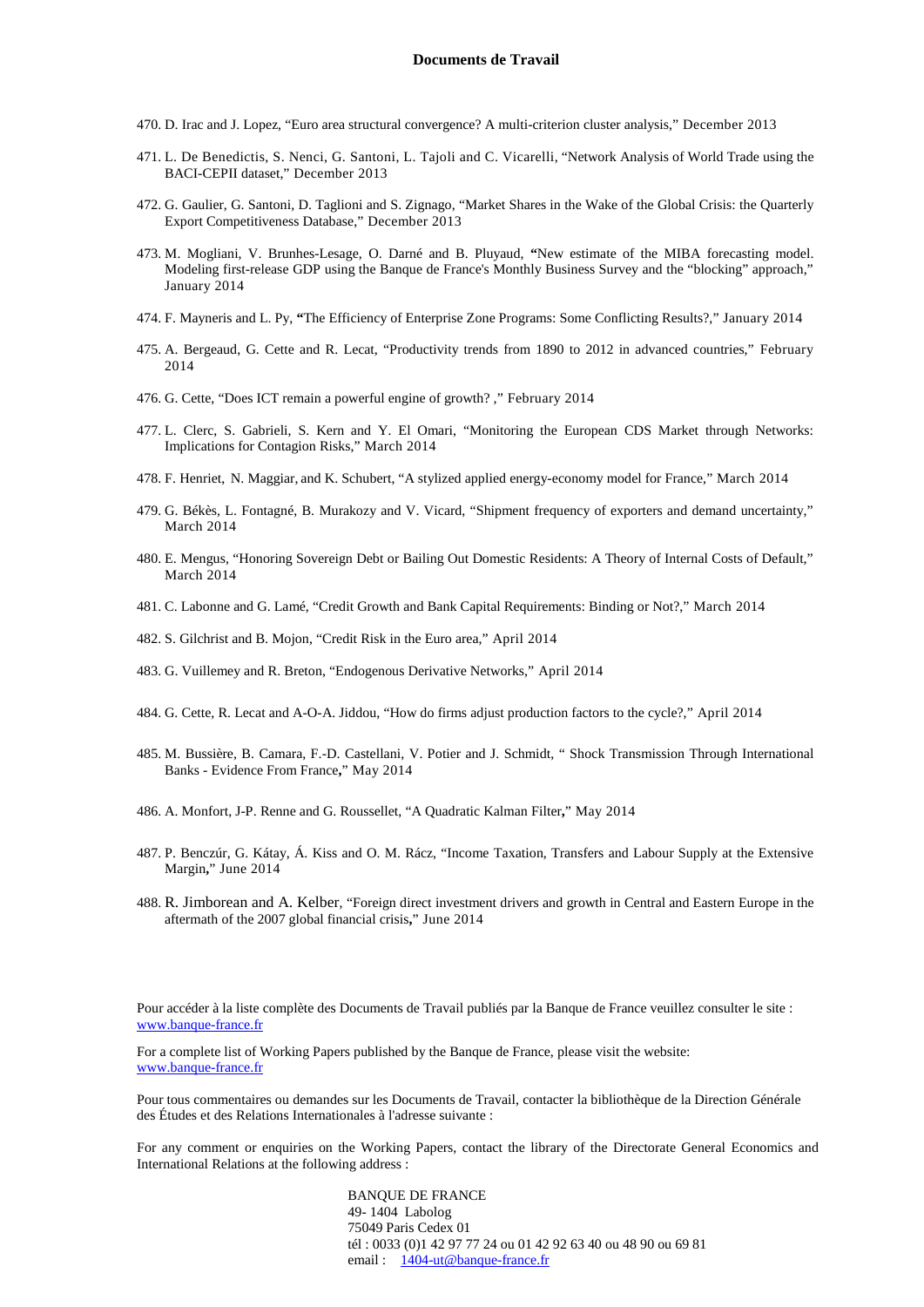# Documents de Travail

470. D. Irac and J. Lopez, "Euro area structural convergence? A multi-criterion cluster analysis," December 2013

471. L. De Benedictis, S. Nenci, G. Santoni, L. Tajoli and C. Vicarelli, "Network Analysis of World Trade using the BACI-CEPII dataset," December 2013

472. G. Gaulier, G. Santoni, D. Taglioni and S. Zignago, "Market Shares in the Wake of the Global Crisis: the Quarterly Export Competitiveness Database," December 2013

473. M. Mogliani, V. Brunhes-Lesage, O. Darné and B. Pluyaud, "New estimate of the MIBA forecasting model. Modeling first-release GDP using the Banque de France's Monthly Business Survey and the "blocking" approach," January 2014

474. F. Mayneris and L. Py, "The Efficiency of Enterprise Zone Programs: Some Conflicting Results?," January 2014

475. A. Bergeaud, G. Cette and R. Lecat, "Productivity trends from 1890 to 2012 in advanced countries," February 2014

476. G. Cette, "Does ICT remain a powerful engine of growth? ," February 2014

477. L. Clerc, S. Gabrieli, S. Kern and Y. El Omari, "Monitoring the European CDS Market through Networks: Implications for Contagion Risks," March 2014

478. F. Henriet, N. Maggiar, and K. Schubert, "A stylized applied energy-economy model for France," March 2014

479. G. Békès, L. Fontagné, B. Murakozy and V. Vicard, "Shipment frequency of exporters and demand uncertainty," March 2014

480. E. Mengus, "Honoring Sovereign Debt or Bailing Out Domestic Residents: A Theory of Internal Costs of Default," March 2014

481. C. Labonne and G. Lamé, "Credit Growth and Bank Capital Requirements: Binding or Not?," March 2014

482. S. Gilchrist and B. Mojon, "Credit Risk in the Euro area," April 2014

483. G. Vuillemey and R. Breton, "Endogenous Derivative Networks," April 2014

484. G. Cette, R. Lecat and A-O-A. Jiddou, "How do firms adjust production factors to the cycle?," April 2014

485. M. Bussière, B. Camara, F.-D. Castellani, V. Potier and J. Schmidt, " Shock Transmission Through International Banks - Evidence From France," May 2014

486. A. Monfort, J-P. Renne and G. Roussellet, "A Quadratic Kalman Filter," May 2014

487. P. Benczúr, G. Kátay, Á. Kiss and O. M. Rácz, "Income Taxation, Transfers and Labour Supply at the Extensive Margin," June 2014

488. R. Jimborean and A. Kelber, "Foreign direct investment drivers and growth in Central and Eastern Europe in the aftermath of the 2007 global financial crisis," June 2014

Pour accéder à la liste complète des Documents de Travail publiés par la Banque de France veuillez consulter le site : www.banque-france.fr

For a complete list of Working Papers published by the Banque de France, please visit the website: www.banque-france.fr

Pour tous commentaires ou demandes sur les Documents de Travail, contacter la bibliothèque de la Direction Générale des Études et des Relations Internationales à l'adresse suivante :

For any comment or enquiries on the Working Papers, contact the library of the Directorate General Economics and International Relations at the following address :

BANQUE DE FRANCE
49- 1404 Labolog
75049 Paris Cedex 01
tél : 0033 (0)1 42 97 77 24 ou 01 42 92 63 40 ou 48 90 ou 69 81
email : 1404-ut@banque-france.fr